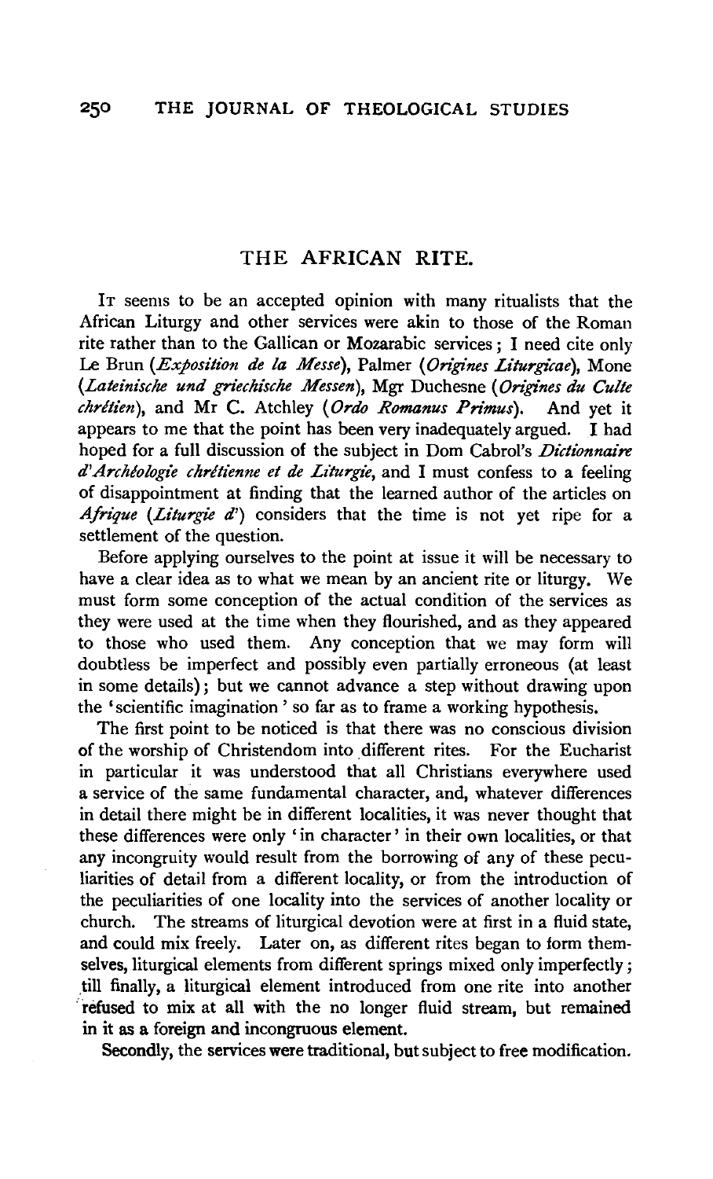# THE AFRICAN RITE.

It seems to be an accepted opinion with many ritualists that the African Liturgy and other services were akin to those of the Roman rite rather than to the Gallican or Mozarabic services; I need cite only Le Brun (*Exposition de la Messe*), Palmer (*Origines Liturgicae*), Mone (*Lateinische und griechische Messen*), Mgr Duchesne (*Origines du Culte chrétien*), and Mr C. Atchley (*Ordo Romanus Primus*). And yet it appears to me that the point has been very inadequately argued. I had hoped for a full discussion of the subject in Dom Cabrol's *Dictionnaire d'Archéologie chrétienne et de Liturgie*, and I must confess to a feeling of disappointment at finding that the learned author of the articles on *Afrique* (*Liturgie d'*) considers that the time is not yet ripe for a settlement of the question.

Before applying ourselves to the point at issue it will be necessary to have a clear idea as to what we mean by an ancient rite or liturgy. We must form some conception of the actual condition of the services as they were used at the time when they flourished, and as they appeared to those who used them. Any conception that we may form will doubtless be imperfect and possibly even partially erroneous (at least in some details); but we cannot advance a step without drawing upon the 'scientific imagination' so far as to frame a working hypothesis.

The first point to be noticed is that there was no conscious division of the worship of Christendom into different rites. For the Eucharist in particular it was understood that all Christians everywhere used a service of the same fundamental character, and, whatever differences in detail there might be in different localities, it was never thought that these differences were only 'in character' in their own localities, or that any incongruity would result from the borrowing of any of these peculiarities of detail from a different locality, or from the introduction of the peculiarities of one locality into the services of another locality or church. The streams of liturgical devotion were at first in a fluid state, and could mix freely. Later on, as different rites began to form themselves, liturgical elements from different springs mixed only imperfectly; till finally, a liturgical element introduced from one rite into another refused to mix at all with the no longer fluid stream, but remained in it as a foreign and incongruous element.

Secondly, the services were traditional, but subject to free modification.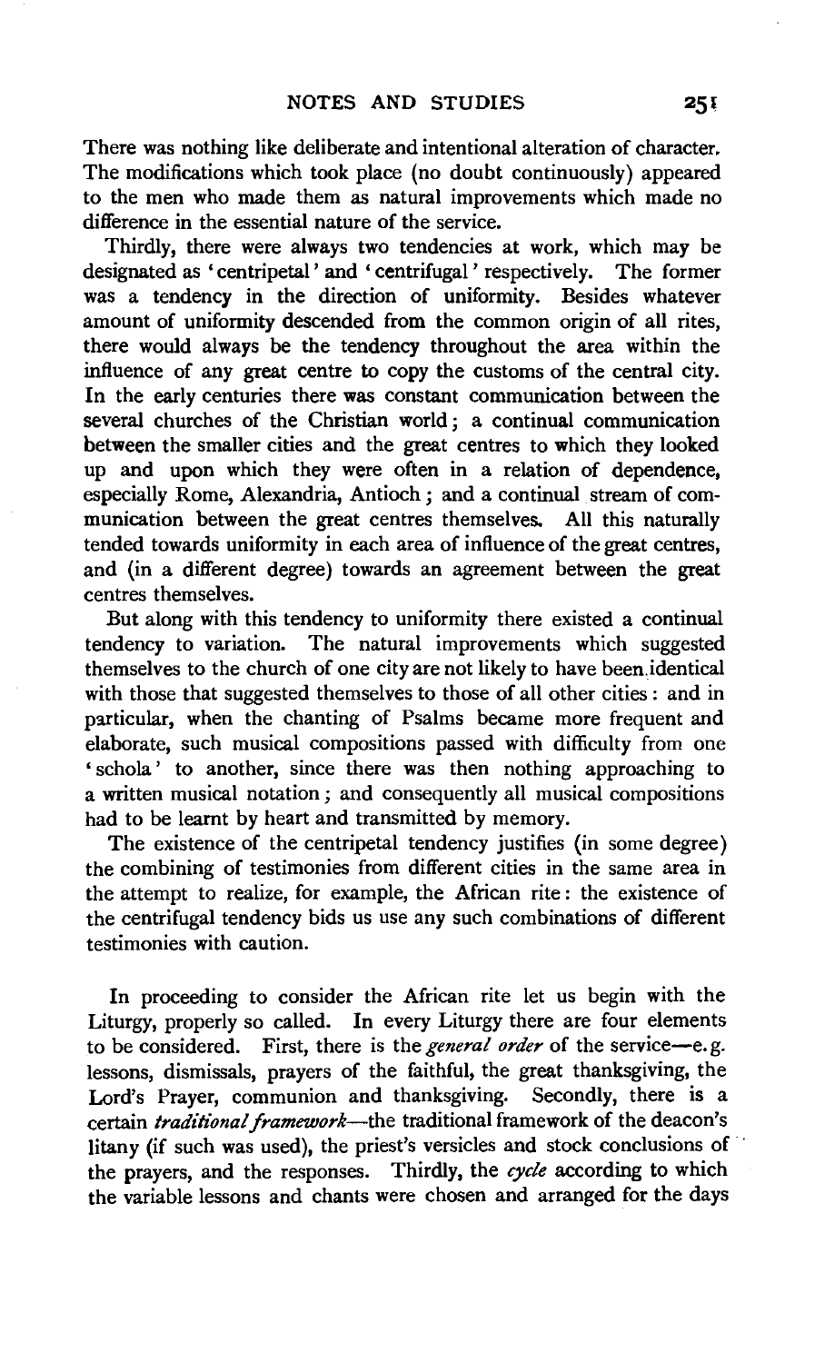There was nothing like deliberate and intentional alteration of character. The modifications which took place (no doubt continuously) appeared to the men who made them as natural improvements which made no difference in the essential nature of the service.

Thirdly, there were always two tendencies at work, which may be designated as 'centripetal' and 'centrifugal' respectively. The former was a tendency in the direction of uniformity. Besides whatever amount of uniformity descended from the common origin of all rites, there would always be the tendency throughout the area within the influence of any great centre to copy the customs of the central city. In the early centuries there was constant communication between the several churches of the Christian world; a continual communication between the smaller cities and the great centres to which they looked up and upon which they were often in a relation of dependence, especially Rome, Alexandria, Antioch; and a continual stream of communication between the great centres themselves. All this naturally tended towards uniformity in each area of influence of the great centres, and (in a different degree) towards an agreement between the great centres themselves.

But along with this tendency to uniformity there existed a continual tendency to variation. The natural improvements which suggested themselves to the church of one city are not likely to have been identical with those that suggested themselves to those of all other cities: and in particular, when the chanting of Psalms became more frequent and elaborate, such musical compositions passed with difficulty from one 'schola' to another, since there was then nothing approaching to a written musical notation; and consequently all musical compositions had to be learnt by heart and transmitted by memory.

The existence of the centripetal tendency justifies (in some degree) the combining of testimonies from different cities in the same area in the attempt to realize, for example, the African rite: the existence of the centrifugal tendency bids us use any such combinations of different testimonies with caution.

In proceeding to consider the African rite let us begin with the Liturgy, properly so called. In every Liturgy there are four elements to be considered. First, there is the *general order* of the service—e.g. lessons, dismissals, prayers of the faithful, the great thanksgiving, the Lord's Prayer, communion and thanksgiving. Secondly, there is a certain *traditional framework*—the traditional framework of the deacon's litany (if such was used), the priest's versicles and stock conclusions of the prayers, and the responses. Thirdly, the *cycle* according to which the variable lessons and chants were chosen and arranged for the days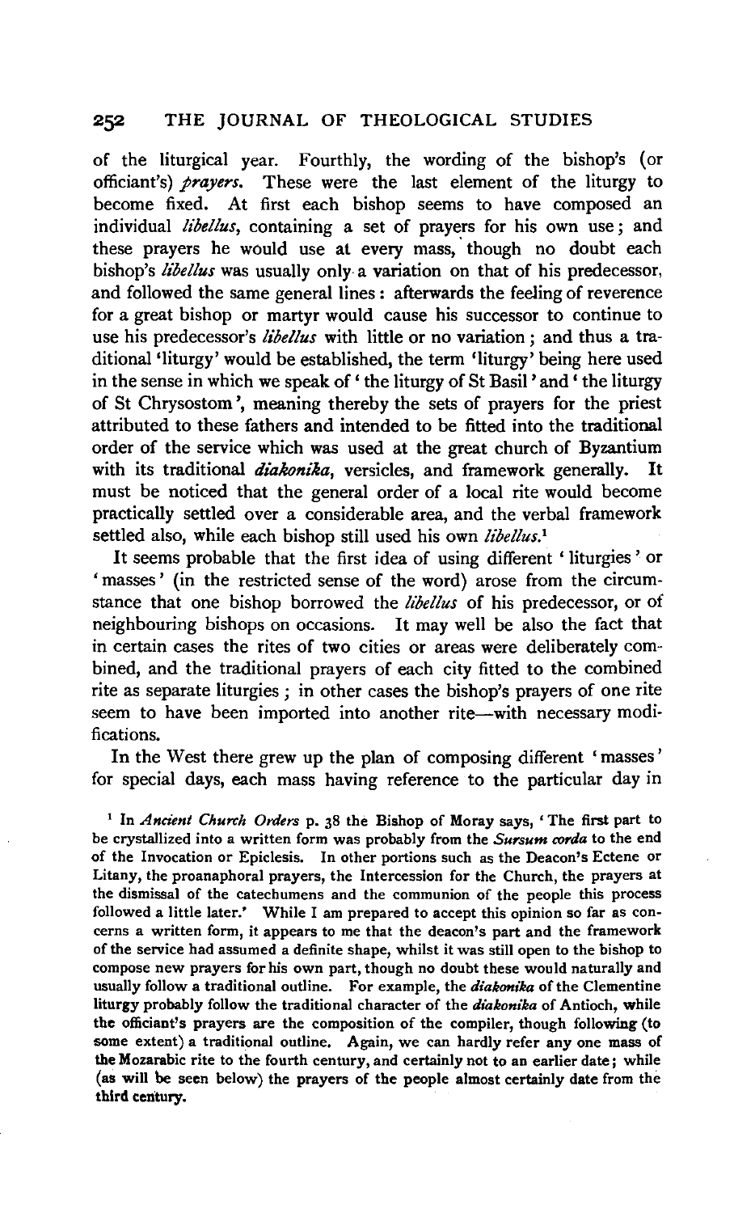of the liturgical year. Fourthly, the wording of the bishop's (or officiant's) *prayers*. These were the last element of the liturgy to become fixed. At first each bishop seems to have composed an individual *libellus*, containing a set of prayers for his own use; and these prayers he would use at every mass, though no doubt each bishop's *libellus* was usually only a variation on that of his predecessor, and followed the same general lines: afterwards the feeling of reverence for a great bishop or martyr would cause his successor to continue to use his predecessor's *libellus* with little or no variation; and thus a traditional 'liturgy' would be established, the term 'liturgy' being here used in the sense in which we speak of 'the liturgy of St Basil' and 'the liturgy of St Chrysostom', meaning thereby the sets of prayers for the priest attributed to these fathers and intended to be fitted into the traditional order of the service which was used at the great church of Byzantium with its traditional *diakonika*, versicles, and framework generally. It must be noticed that the general order of a local rite would become practically settled over a considerable area, and the verbal framework settled also, while each bishop still used his own *libellus*.[1]

It seems probable that the first idea of using different 'liturgies' or 'masses' (in the restricted sense of the word) arose from the circumstance that one bishop borrowed the *libellus* of his predecessor, or of neighbouring bishops on occasions. It may well be also the fact that in certain cases the rites of two cities or areas were deliberately combined, and the traditional prayers of each city fitted to the combined rite as separate liturgies; in other cases the bishop's prayers of one rite seem to have been imported into another rite—with necessary modifications.

In the West there grew up the plan of composing different 'masses' for special days, each mass having reference to the particular day in

[1] In *Ancient Church Orders* p. 38 the Bishop of Moray says, 'The first part to be crystallized into a written form was probably from the *Sursum corda* to the end of the Invocation or Epiclesis. In other portions such as the Deacon's Ectene or Litany, the proanaphoral prayers, the Intercession for the Church, the prayers at the dismissal of the catechumens and the communion of the people this process followed a little later.' While I am prepared to accept this opinion so far as concerns a written form, it appears to me that the deacon's part and the framework of the service had assumed a definite shape, whilst it was still open to the bishop to compose new prayers for his own part, though no doubt these would naturally and usually follow a traditional outline. For example, the *diakonika* of the Clementine liturgy probably follow the traditional character of the *diakonika* of Antioch, while the officiant's prayers are the composition of the compiler, though following (to some extent) a traditional outline. Again, we can hardly refer any one mass of the Mozarabic rite to the fourth century, and certainly not to an earlier date; while (as will be seen below) the prayers of the people almost certainly date from the third century.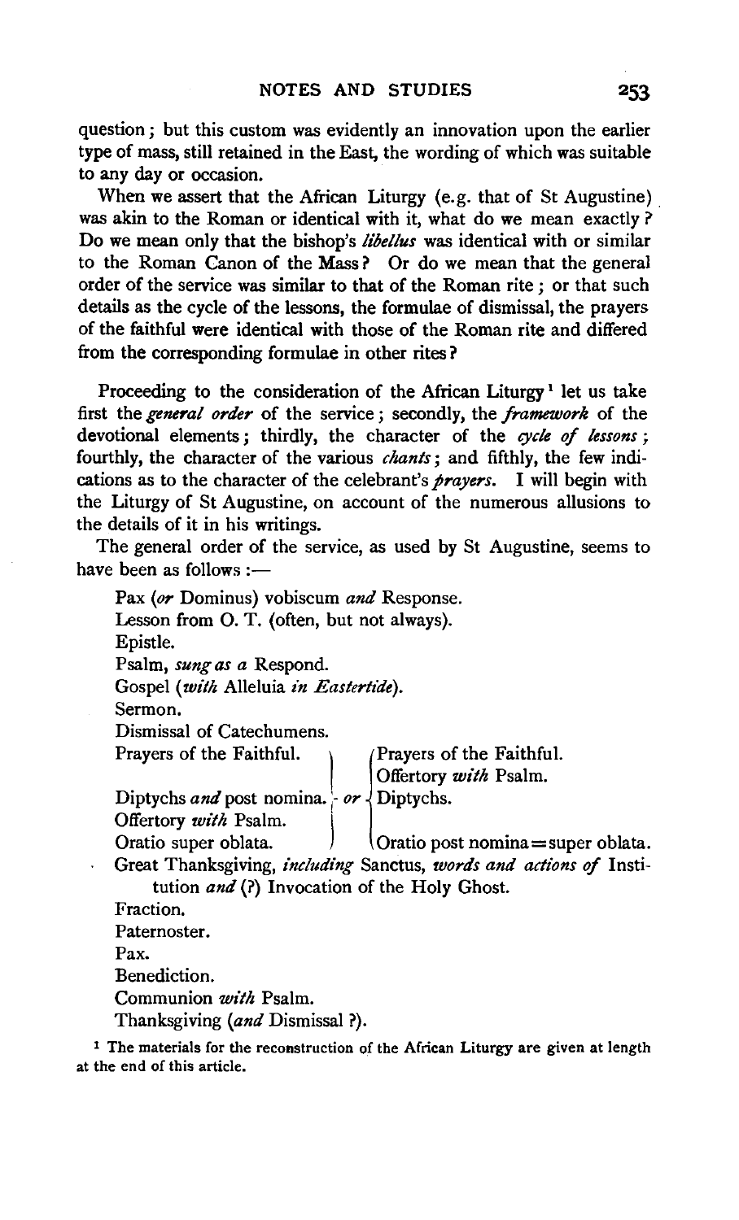question; but this custom was evidently an innovation upon the earlier type of mass, still retained in the East, the wording of which was suitable to any day or occasion.

When we assert that the African Liturgy (e.g. that of St Augustine) was akin to the Roman or identical with it, what do we mean exactly? Do we mean only that the bishop's *libellus* was identical with or similar to the Roman Canon of the Mass? Or do we mean that the general order of the service was similar to that of the Roman rite; or that such details as the cycle of the lessons, the formulae of dismissal, the prayers of the faithful were identical with those of the Roman rite and differed from the corresponding formulae in other rites?

Proceeding to the consideration of the African Liturgy[1] let us take first the *general order* of the service; secondly, the *framework* of the devotional elements; thirdly, the character of the *cycle of lessons*; fourthly, the character of the various *chants*; and fifthly, the few indications as to the character of the celebrant's *prayers*. I will begin with the Liturgy of St Augustine, on account of the numerous allusions to the details of it in his writings.

The general order of the service, as used by St Augustine, seems to have been as follows:—

Pax (*or* Dominus) vobiscum *and* Response.
Lesson from O. T. (often, but not always).
Epistle.
Psalm, *sung as a* Respond.
Gospel (*with* Alleluia *in Eastertide*).
Sermon.
Dismissal of Catechumens.

| | | |
|---|---|---|
| Prayers of the Faithful. | | Prayers of the Faithful. |
| | | Offertory *with* Psalm. |
| Diptychs *and* post nomina. | *or* | Diptychs. |
| Offertory *with* Psalm. | | |
| Oratio super oblata. | | Oratio post nomina = super oblata. |

Great Thanksgiving, *including* Sanctus, *words and actions of* Institution *and* (?) Invocation of the Holy Ghost.
Fraction.
Paternoster.
Pax.
Benediction.
Communion *with* Psalm.
Thanksgiving (*and* Dismissal ?).

[1] The materials for the reconstruction of the African Liturgy are given at length at the end of this article.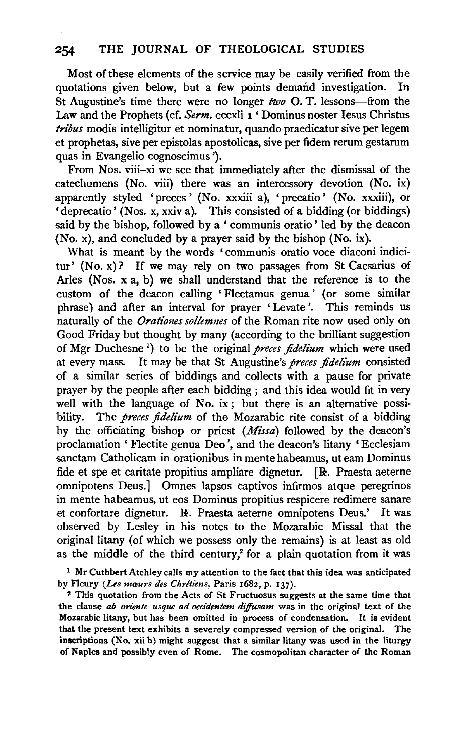Most of these elements of the service may be easily verified from the quotations given below, but a few points demand investigation. In St Augustine's time there were no longer *two* O. T. lessons—from the Law and the Prophets (cf. *Serm.* cccxli 1 'Dominus noster Iesus Christus *tribus* modis intelligitur et nominatur, quando praedicatur sive per legem et prophetas, sive per epistolas apostolicas, sive per fidem rerum gestarum quas in Evangelio cognoscimus').

From Nos. viii–xi we see that immediately after the dismissal of the catechumens (No. viii) there was an intercessory devotion (No. ix) apparently styled 'preces' (No. xxxiii a), 'precatio' (No. xxxiii), or 'deprecatio' (Nos. x, xxiv a). This consisted of a bidding (or biddings) said by the bishop, followed by a 'communis oratio' led by the deacon (No. x), and concluded by a prayer said by the bishop (No. ix).

What is meant by the words 'communis oratio voce diaconi indicitur' (No. x)? If we may rely on two passages from St Caesarius of Arles (Nos. x a, b) we shall understand that the reference is to the custom of the deacon calling 'Flectamus genua' (or some similar phrase) and after an interval for prayer 'Levate'. This reminds us naturally of the *Orationes sollemnes* of the Roman rite now used only on Good Friday but thought by many (according to the brilliant suggestion of Mgr Duchesne [1]) to be the original *preces fidelium* which were used at every mass. It may be that St Augustine's *preces fidelium* consisted of a similar series of biddings and collects with a pause for private prayer by the people after each bidding; and this idea would fit in very well with the language of No. ix; but there is an alternative possibility. The *preces fidelium* of the Mozarabic rite consist of a bidding by the officiating bishop or priest (*Missa*) followed by the deacon's proclamation 'Flectite genua Deo', and the deacon's litany 'Ecclesiam sanctam Catholicam in orationibus in mente habeamus, ut eam Dominus fide et spe et caritate propitius ampliare dignetur. [℟. Praesta aeterne omnipotens Deus.] Omnes lapsos captivos infirmos atque peregrinos in mente habeamus, ut eos Dominus propitius respicere redimere sanare et confortare dignetur. ℟. Praesta aeterne omnipotens Deus.' It was observed by Lesley in his notes to the Mozarabic Missal that the original litany (of which we possess only the remains) is at least as old as the middle of the third century,[2] for a plain quotation from it was

[1] Mr Cuthbert Atchley calls my attention to the fact that this idea was anticipated by Fleury (*Les mœurs des Chrétiens*, Paris 1682, p. 137).

[2] This quotation from the Acts of St Fructuosus suggests at the same time that the clause *ab oriente usque ad occidentem diffusam* was in the original text of the Mozarabic litany, but has been omitted in process of condensation. It is evident that the present text exhibits a severely compressed version of the original. The inscriptions (No. xii b) might suggest that a similar litany was used in the liturgy of Naples and possibly even of Rome. The cosmopolitan character of the Roman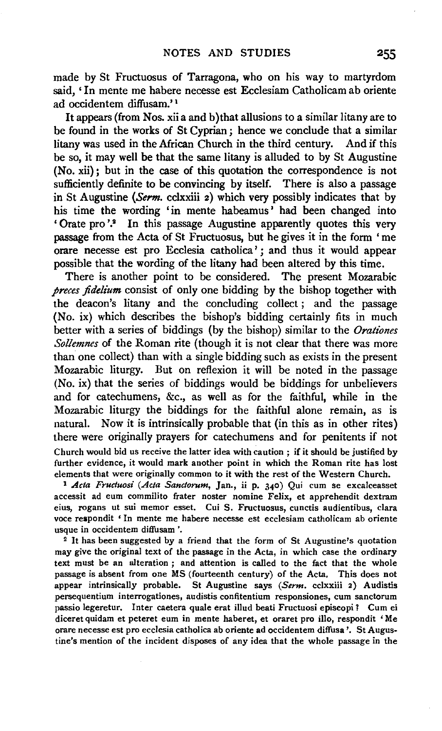made by St Fructuosus of Tarragona, who on his way to martyrdom said, 'In mente me habere necesse est Ecclesiam Catholicam ab oriente ad occidentem diffusam.'[1]

It appears (from Nos. xii a and b)that allusions to a similar litany are to be found in the works of St Cyprian; hence we conclude that a similar litany was used in the African Church in the third century. And if this be so, it may well be that the same litany is alluded to by St Augustine (No. xii); but in the case of this quotation the correspondence is not sufficiently definite to be convincing by itself. There is also a passage in St Augustine (*Serm.* cclxiii 2) which very possibly indicates that by his time the wording 'in mente habeamus' had been changed into 'Orate pro'.[2] In this passage Augustine apparently quotes this very passage from the Acta of St Fructuosus, but he gives it in the form 'me orare necesse est pro Ecclesia catholica'; and thus it would appear possible that the wording of the litany had been altered by this time.

There is another point to be considered. The present Mozarabic *preces fidelium* consist of only one bidding by the bishop together with the deacon's litany and the concluding collect; and the passage (No. ix) which describes the bishop's bidding certainly fits in much better with a series of biddings (by the bishop) similar to the *Orationes Sollemnes* of the Roman rite (though it is not clear that there was more than one collect) than with a single bidding such as exists in the present Mozarabic liturgy. But on reflexion it will be noted in the passage (No. ix) that the series of biddings would be biddings for unbelievers and for catechumens, &c., as well as for the faithful, while in the Mozarabic liturgy the biddings for the faithful alone remain, as is natural. Now it is intrinsically probable that (in this as in other rites) there were originally prayers for catechumens and for penitents if not

Church would bid us receive the latter idea with caution; if it should be justified by further evidence, it would mark another point in which the Roman rite has lost elements that were originally common to it with the rest of the Western Church.

[1] *Acta Fructuosi* (*Acta Sanctorum*, Jan., ii p. 340) Qui cum se excalceasset accessit ad eum commilito frater noster nomine Felix, et apprehendit dextram eius, rogans ut sui memor esset. Cui S. Fructuosus, cunctis audientibus, clara voce respondit 'In mente me habere necesse est ecclesiam catholicam ab oriente usque in occidentem diffusam'.

[2] It has been suggested by a friend that the form of St Augustine's quotation may give the original text of the passage in the Acta, in which case the ordinary text must be an alteration; and attention is called to the fact that the whole passage is absent from one MS (fourteenth century) of the Acta. This does not appear intrinsically probable. St Augustine says (*Serm.* cclxiii 2) Audistis persequentium interrogationes, audistis confitentium responsiones, cum sanctorum passio legeretur. Inter caetera quale erat illud beati Fructuosi episcopi? Cum ei diceret quidam et peteret eum in mente haberet, et oraret pro illo, respondit 'Me orare necesse est pro ecclesia catholica ab oriente ad occidentem diffusa'. St Augustine's mention of the incident disposes of any idea that the whole passage in the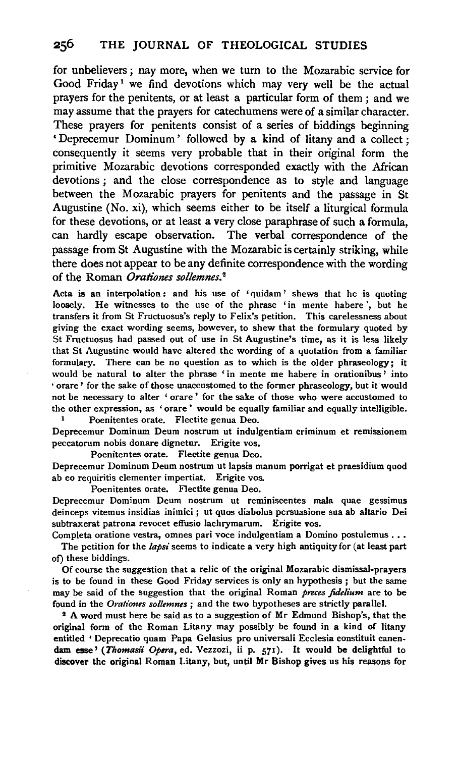for unbelievers; nay more, when we turn to the Mozarabic service for Good Friday[1] we find devotions which may very well be the actual prayers for the penitents, or at least a particular form of them; and we may assume that the prayers for catechumens were of a similar character. These prayers for penitents consist of a series of biddings beginning 'Deprecemur Dominum' followed by a kind of litany and a collect; consequently it seems very probable that in their original form the primitive Mozarabic devotions corresponded exactly with the African devotions; and the close correspondence as to style and language between the Mozarabic prayers for penitents and the passage in St Augustine (No. xi), which seems either to be itself a liturgical formula for these devotions, or at least a very close paraphrase of such a formula, can hardly escape observation. The verbal correspondence of the passage from St Augustine with the Mozarabic is certainly striking, while there does not appear to be any definite correspondence with the wording of the Roman *Orationes sollemnes*.[2]

Acta is an interpolation: and his use of 'quidam' shews that he is quoting loosely. He witnesses to the use of the phrase 'in mente habere', but he transfers it from St Fructuosus's reply to Felix's petition. This carelessness about giving the exact wording seems, however, to shew that the formulary quoted by St Fructuosus had passed out of use in St Augustine's time, as it is less likely that St Augustine would have altered the wording of a quotation from a familiar formulary. There can be no question as to which is the older phraseology; it would be natural to alter the phrase 'in mente me habere in orationibus' into 'orare' for the sake of those unaccustomed to the former phraseology, but it would not be necessary to alter 'orare' for the sake of those who were accustomed to the other expression, as 'orare' would be equally familiar and equally intelligible.

[1] Poenitentes orate. Flectite genua Deo.

Deprecemur Dominum Deum nostrum ut indulgentiam criminum et remissionem peccatorum nobis donare dignetur. Erigite vos.

Poenitentes orate. Flectite genua Deo.

Deprecemur Dominum Deum nostrum ut lapsis manum porrigat et praesidium quod ab eo requiritis clementer impertiat. Erigite vos.

Poenitentes orate. Flectite genua Deo.

Deprecemur Dominum Deum nostrum ut reminiscentes mala quae gessimus deinceps vitemus insidias inimici; ut quos diabolus persuasione sua ab altario Dei subtraxerat patrona revocet effusio lachrymarum. Erigite vos.

Completa oratione vestra, omnes pari voce indulgentiam a Domino postulemus . . .

The petition for the *lapsi* seems to indicate a very high antiquity for (at least part of) these biddings.

Of course the suggestion that a relic of the original Mozarabic dismissal-prayers is to be found in these Good Friday services is only an hypothesis; but the same may be said of the suggestion that the original Roman *preces fidelium* are to be found in the *Orationes sollemnes*; and the two hypotheses are strictly parallel.

[2] A word must here be said as to a suggestion of Mr Edmund Bishop's, that the original form of the Roman Litany may possibly be found in a kind of litany entitled 'Deprecatio quam Papa Gelasius pro universali Ecclesia constituit canendam esse' (*Thomasii Opera*, ed. Vezzozi, ii p. 571). It would be delightful to discover the original Roman Litany, but, until Mr Bishop gives us his reasons for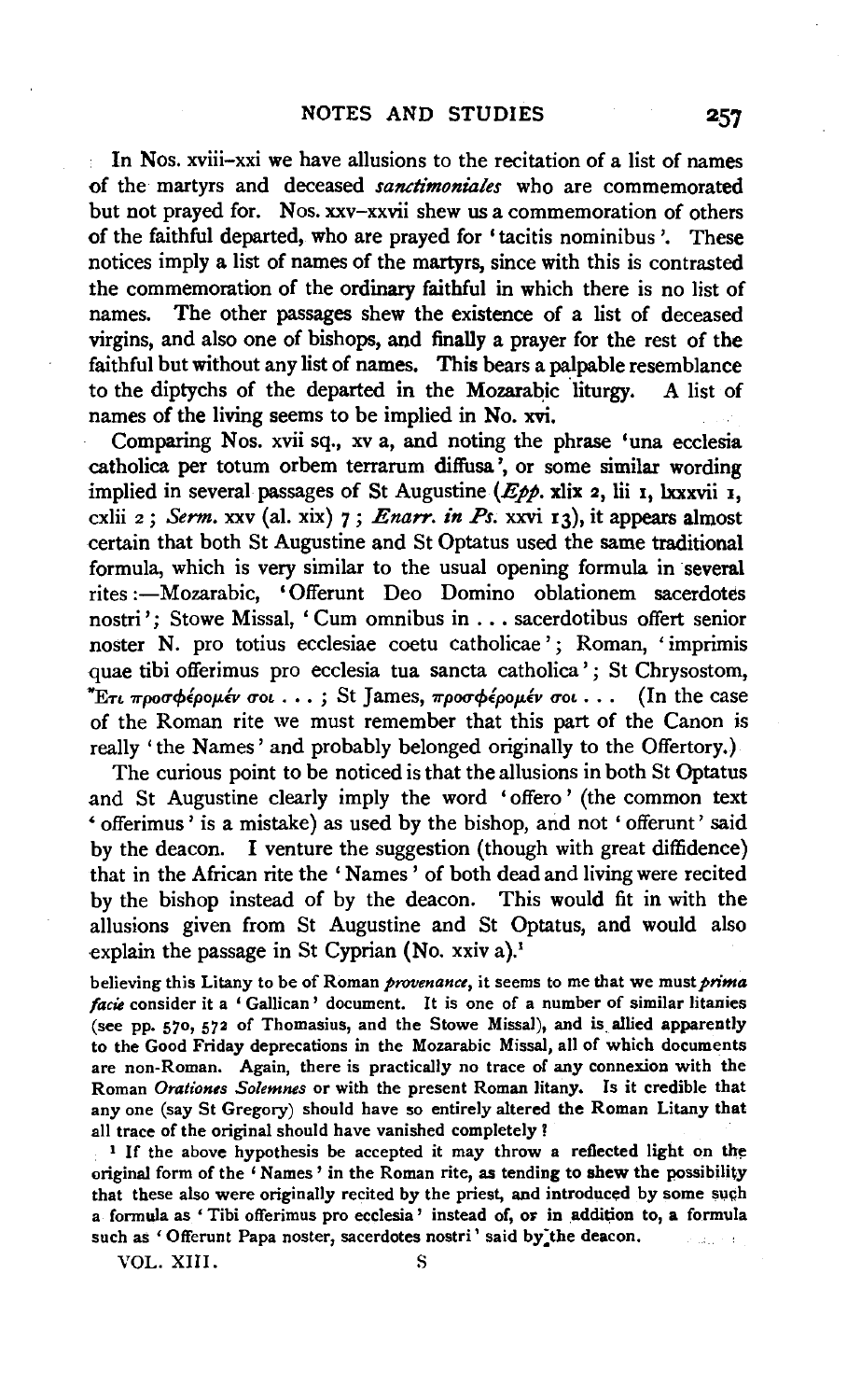In Nos. xviii–xxi we have allusions to the recitation of a list of names of the martyrs and deceased *sanctimoniales* who are commemorated but not prayed for. Nos. xxv–xxvii shew us a commemoration of others of the faithful departed, who are prayed for 'tacitis nominibus'. These notices imply a list of names of the martyrs, since with this is contrasted the commemoration of the ordinary faithful in which there is no list of names. The other passages shew the existence of a list of deceased virgins, and also one of bishops, and finally a prayer for the rest of the faithful but without any list of names. This bears a palpable resemblance to the diptychs of the departed in the Mozarabic liturgy. A list of names of the living seems to be implied in No. xvi.

Comparing Nos. xvii sq., xv a, and noting the phrase 'una ecclesia catholica per totum orbem terrarum diffusa', or some similar wording implied in several passages of St Augustine (*Epp.* xlix 2, lii 1, lxxxvii 1, cxlii 2; *Serm.* xxv (al. xix) 7; *Enarr. in Ps.* xxvi 13), it appears almost certain that both St Augustine and St Optatus used the same traditional formula, which is very similar to the usual opening formula in several rites:—Mozarabic, 'Offerunt Deo Domino oblationem sacerdotes nostri'; Stowe Missal, 'Cum omnibus in . . . sacerdotibus offert senior noster N. pro totius ecclesiae coetu catholicae'; Roman, 'imprimis quae tibi offerimus pro ecclesia tua sancta catholica'; St Chrysostom, Ἔτι προσφέρομέν σοι . . . ; St James, προσφέρομέν σοι . . . (In the case of the Roman rite we must remember that this part of the Canon is really 'the Names' and probably belonged originally to the Offertory.)

The curious point to be noticed is that the allusions in both St Optatus and St Augustine clearly imply the word 'offero' (the common text 'offerimus' is a mistake) as used by the bishop, and not 'offerunt' said by the deacon. I venture the suggestion (though with great diffidence) that in the African rite the 'Names' of both dead and living were recited by the bishop instead of by the deacon. This would fit in with the allusions given from St Augustine and St Optatus, and would also explain the passage in St Cyprian (No. xxiv a).[1]

believing this Litany to be of Roman *provenance*, it seems to me that we must *prima facie* consider it a 'Gallican' document. It is one of a number of similar litanies (see pp. 570, 572 of Thomasius, and the Stowe Missal), and is allied apparently to the Good Friday deprecations in the Mozarabic Missal, all of which documents are non-Roman. Again, there is practically no trace of any connexion with the Roman *Orationes Solemnes* or with the present Roman litany. Is it credible that any one (say St Gregory) should have so entirely altered the Roman Litany that all trace of the original should have vanished completely?

[1] If the above hypothesis be accepted it may throw a reflected light on the original form of the 'Names' in the Roman rite, as tending to shew the possibility that these also were originally recited by the priest, and introduced by some such a formula as 'Tibi offerimus pro ecclesia' instead of, or in addition to, a formula such as 'Offerunt Papa noster, sacerdotes nostri' said by the deacon.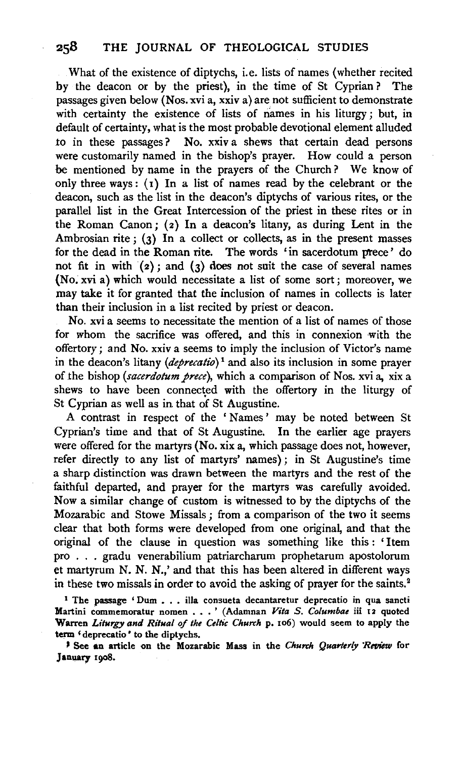What of the existence of diptychs, i.e. lists of names (whether recited by the deacon or by the priest), in the time of St Cyprian? The passages given below (Nos. xvi a, xxiv a) are not sufficient to demonstrate with certainty the existence of lists of names in his liturgy; but, in default of certainty, what is the most probable devotional element alluded to in these passages? No. xxiv a shews that certain dead persons were customarily named in the bishop's prayer. How could a person be mentioned by name in the prayers of the Church? We know of only three ways: (1) In a list of names read by the celebrant or the deacon, such as the list in the deacon's diptychs of various rites, or the parallel list in the Great Intercession of the priest in these rites or in the Roman Canon; (2) In a deacon's litany, as during Lent in the Ambrosian rite; (3) In a collect or collects, as in the present masses for the dead in the Roman rite. The words 'in sacerdotum prece' do not fit in with (2); and (3) does not suit the case of several names (No. xvi a) which would necessitate a list of some sort; moreover, we may take it for granted that the inclusion of names in collects is later than their inclusion in a list recited by priest or deacon.

No. xvi a seems to necessitate the mention of a list of names of those for whom the sacrifice was offered, and this in connexion with the offertory; and No. xxiv a seems to imply the inclusion of Victor's name in the deacon's litany (*deprecatio*)[1] and also its inclusion in some prayer of the bishop (*sacerdotum prece*), which a comparison of Nos. xvi a, xix a shews to have been connected with the offertory in the liturgy of St Cyprian as well as in that of St Augustine.

A contrast in respect of the 'Names' may be noted between St Cyprian's time and that of St Augustine. In the earlier age prayers were offered for the martyrs (No. xix a, which passage does not, however, refer directly to any list of martyrs' names); in St Augustine's time a sharp distinction was drawn between the martyrs and the rest of the faithful departed, and prayer for the martyrs was carefully avoided. Now a similar change of custom is witnessed to by the diptychs of the Mozarabic and Stowe Missals; from a comparison of the two it seems clear that both forms were developed from one original, and that the original of the clause in question was something like this: 'Item pro . . . gradu venerabilium patriarcharum prophetarum apostolorum et martyrum N. N. N.,' and that this has been altered in different ways in these two missals in order to avoid the asking of prayer for the saints.[2]

[1] The passage 'Dum . . . illa consueta decantaretur deprecatio in qua sancti Martini commemoratur nomen . . .' (Adamnan *Vita S. Columbae* iii 12 quoted Warren *Liturgy and Ritual of the Celtic Church* p. 106) would seem to apply the term 'deprecatio' to the diptychs.

[2] See an article on the Mozarabic Mass in the *Church Quarterly Review* for January 1908.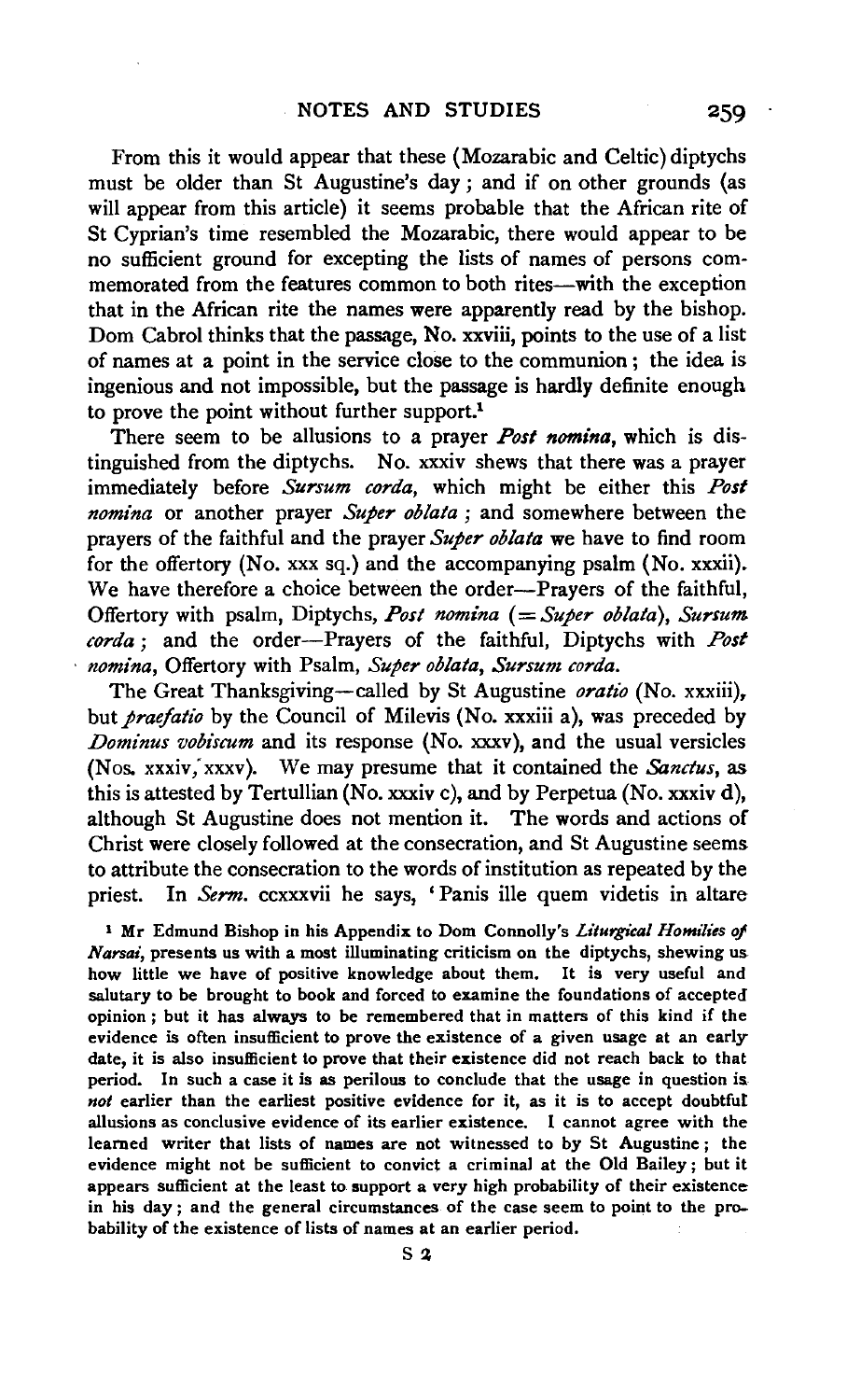From this it would appear that these (Mozarabic and Celtic) diptychs must be older than St Augustine's day; and if on other grounds (as will appear from this article) it seems probable that the African rite of St Cyprian's time resembled the Mozarabic, there would appear to be no sufficient ground for excepting the lists of names of persons commemorated from the features common to both rites—with the exception that in the African rite the names were apparently read by the bishop. Dom Cabrol thinks that the passage, No. xxviii, points to the use of a list of names at a point in the service close to the communion; the idea is ingenious and not impossible, but the passage is hardly definite enough to prove the point without further support.[1]

There seem to be allusions to a prayer *Post nomina*, which is distinguished from the diptychs. No. xxxiv shews that there was a prayer immediately before *Sursum corda*, which might be either this *Post nomina* or another prayer *Super oblata*; and somewhere between the prayers of the faithful and the prayer *Super oblata* we have to find room for the offertory (No. xxx sq.) and the accompanying psalm (No. xxxii). We have therefore a choice between the order—Prayers of the faithful, Offertory with psalm, Diptychs, *Post nomina* (= *Super oblata*), *Sursum corda*; and the order—Prayers of the faithful, Diptychs with *Post nomina*, Offertory with Psalm, *Super oblata*, *Sursum corda*.

The Great Thanksgiving—called by St Augustine *oratio* (No. xxxiii), but *praefatio* by the Council of Milevis (No. xxxiii a), was preceded by *Dominus vobiscum* and its response (No. xxxv), and the usual versicles (Nos. xxxiv, xxxv). We may presume that it contained the *Sanctus*, as this is attested by Tertullian (No. xxxiv c), and by Perpetua (No. xxxiv d), although St Augustine does not mention it. The words and actions of Christ were closely followed at the consecration, and St Augustine seems to attribute the consecration to the words of institution as repeated by the priest. In *Serm.* ccxxxvii he says, 'Panis ille quem videtis in altare

[1] Mr Edmund Bishop in his Appendix to Dom Connolly's *Liturgical Homilies of Narsai*, presents us with a most illuminating criticism on the diptychs, shewing us how little we have of positive knowledge about them. It is very useful and salutary to be brought to book and forced to examine the foundations of accepted opinion; but it has always to be remembered that in matters of this kind if the evidence is often insufficient to prove the existence of a given usage at an early date, it is also insufficient to prove that their existence did not reach back to that period. In such a case it is as perilous to conclude that the usage in question is *not* earlier than the earliest positive evidence for it, as it is to accept doubtful allusions as conclusive evidence of its earlier existence. I cannot agree with the learned writer that lists of names are not witnessed to by St Augustine; the evidence might not be sufficient to convict a criminal at the Old Bailey; but it appears sufficient at the least to support a very high probability of their existence in his day; and the general circumstances of the case seem to point to the probability of the existence of lists of names at an earlier period.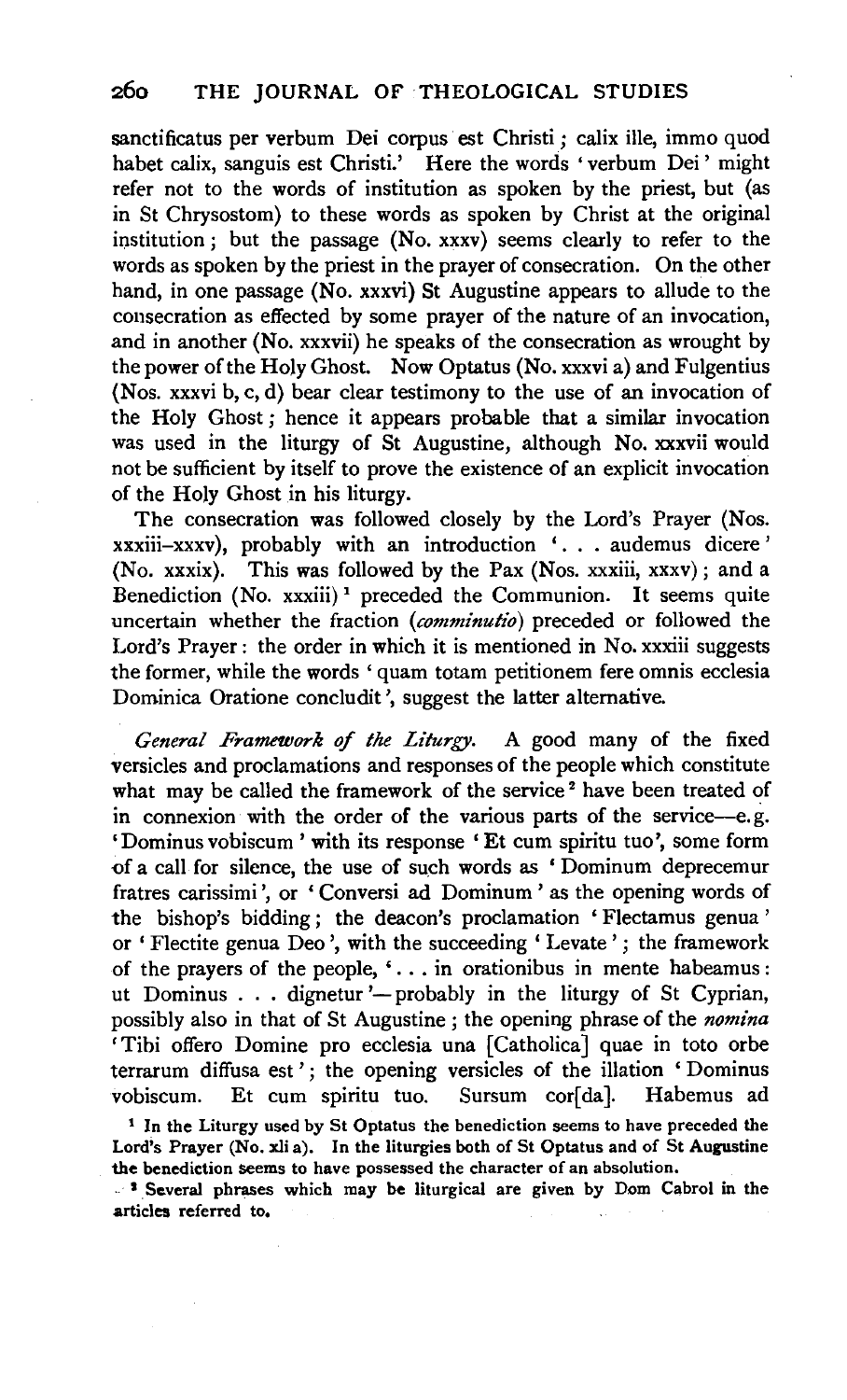sanctificatus per verbum Dei corpus est Christi; calix ille, immo quod habet calix, sanguis est Christi.' Here the words 'verbum Dei' might refer not to the words of institution as spoken by the priest, but (as in St Chrysostom) to these words as spoken by Christ at the original institution; but the passage (No. xxxv) seems clearly to refer to the words as spoken by the priest in the prayer of consecration. On the other hand, in one passage (No. xxxvi) St Augustine appears to allude to the consecration as effected by some prayer of the nature of an invocation, and in another (No. xxxvii) he speaks of the consecration as wrought by the power of the Holy Ghost. Now Optatus (No. xxxvi a) and Fulgentius (Nos. xxxvi b, c, d) bear clear testimony to the use of an invocation of the Holy Ghost; hence it appears probable that a similar invocation was used in the liturgy of St Augustine, although No. xxxvii would not be sufficient by itself to prove the existence of an explicit invocation of the Holy Ghost in his liturgy.

The consecration was followed closely by the Lord's Prayer (Nos. xxxiii–xxxv), probably with an introduction '... audemus dicere' (No. xxxix). This was followed by the Pax (Nos. xxxiii, xxxv); and a Benediction (No. xxxiii)[1] preceded the Communion. It seems quite uncertain whether the fraction (*comminutio*) preceded or followed the Lord's Prayer: the order in which it is mentioned in No. xxxiii suggests the former, while the words 'quam totam petitionem fere omnis ecclesia Dominica Oratione concludit', suggest the latter alternative.

*General Framework of the Liturgy.* A good many of the fixed versicles and proclamations and responses of the people which constitute what may be called the framework of the service[2] have been treated of in connexion with the order of the various parts of the service—e.g. 'Dominus vobiscum' with its response 'Et cum spiritu tuo', some form of a call for silence, the use of such words as 'Dominum deprecemur fratres carissimi', or 'Conversi ad Dominum' as the opening words of the bishop's bidding; the deacon's proclamation 'Flectamus genua' or 'Flectite genua Deo', with the succeeding 'Levate'; the framework of the prayers of the people, '... in orationibus in mente habeamus: ut Dominus ... dignetur'—probably in the liturgy of St Cyprian, possibly also in that of St Augustine; the opening phrase of the *nomina* 'Tibi offero Domine pro ecclesia una [Catholica] quae in toto orbe terrarum diffusa est'; the opening versicles of the illation 'Dominus vobiscum. Et cum spiritu tuo. Sursum cor[da]. Habemus ad

[1] In the Liturgy used by St Optatus the benediction seems to have preceded the Lord's Prayer (No. xli a). In the liturgies both of St Optatus and of St Augustine the benediction seems to have possessed the character of an absolution.

[2] Several phrases which may be liturgical are given by Dom Cabrol in the articles referred to.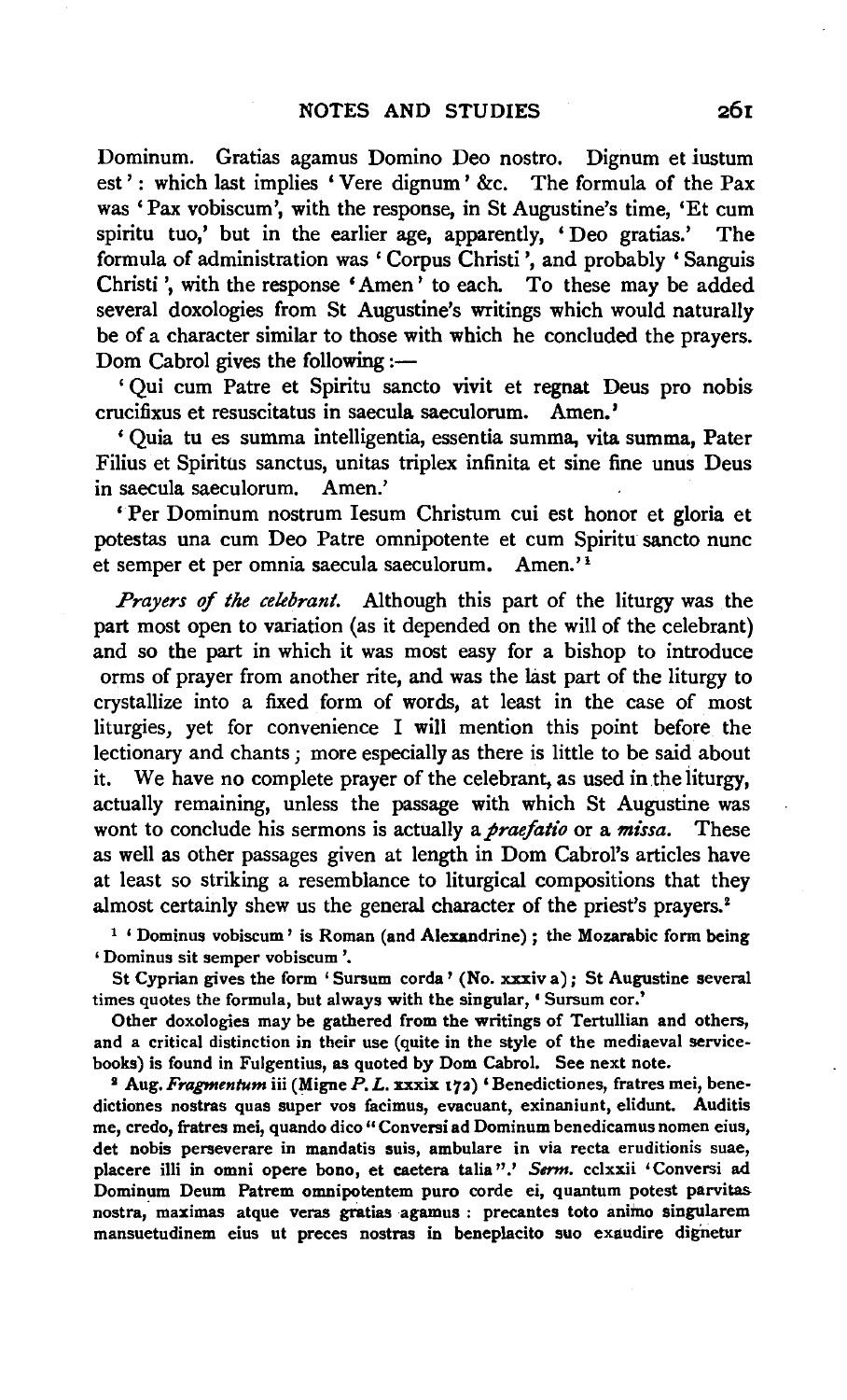Dominum. Gratias agamus Domino Deo nostro. Dignum et iustum est': which last implies 'Vere dignum' &c. The formula of the Pax was 'Pax vobiscum', with the response, in St Augustine's time, 'Et cum spiritu tuo,' but in the earlier age, apparently, 'Deo gratias.' The formula of administration was 'Corpus Christi', and probably 'Sanguis Christi', with the response 'Amen' to each. To these may be added several doxologies from St Augustine's writings which would naturally be of a character similar to those with which he concluded the prayers. Dom Cabrol gives the following:—

'Qui cum Patre et Spiritu sancto vivit et regnat Deus pro nobis crucifixus et resuscitatus in saecula saeculorum. Amen.'

'Quia tu es summa intelligentia, essentia summa, vita summa, Pater Filius et Spiritus sanctus, unitas triplex infinita et sine fine unus Deus in saecula saeculorum. Amen.'

'Per Dominum nostrum Iesum Christum cui est honor et gloria et potestas una cum Deo Patre omnipotente et cum Spiritu sancto nunc et semper et per omnia saecula saeculorum. Amen.'[1]

*Prayers of the celebrant.* Although this part of the liturgy was the part most open to variation (as it depended on the will of the celebrant) and so the part in which it was most easy for a bishop to introduce orms of prayer from another rite, and was the last part of the liturgy to crystallize into a fixed form of words, at least in the case of most liturgies, yet for convenience I will mention this point before the lectionary and chants; more especially as there is little to be said about it. We have no complete prayer of the celebrant, as used in the liturgy, actually remaining, unless the passage with which St Augustine was wont to conclude his sermons is actually a *praefatio* or a *missa*. These as well as other passages given at length in Dom Cabrol's articles have at least so striking a resemblance to liturgical compositions that they almost certainly shew us the general character of the priest's prayers.[2]

[1] 'Dominus vobiscum' is Roman (and Alexandrine); the Mozarabic form being 'Dominus sit semper vobiscum'.

St Cyprian gives the form 'Sursum corda' (No. xxxiv a); St Augustine several times quotes the formula, but always with the singular, 'Sursum cor.'

Other doxologies may be gathered from the writings of Tertullian and others, and a critical distinction in their use (quite in the style of the mediaeval service-books) is found in Fulgentius, as quoted by Dom Cabrol. See next note.

[2] Aug. *Fragmentum* iii (Migne *P. L.* xxxix 172) 'Benedictiones, fratres mei, benedictiones nostras quas super vos facimus, evacuant, exinaniunt, elidunt. Auditis me, credo, fratres mei, quando dico "Conversi ad Dominum benedicamus nomen eius, det nobis perseverare in mandatis suis, ambulare in via recta eruditionis suae, placere illi in omni opere bono, et caetera talia".' *Serm.* cclxxii 'Conversi ad Dominum Deum Patrem omnipotentem puro corde ei, quantum potest parvitas nostra, maximas atque veras gratias agamus: precantes toto animo singularem mansuetudinem eius ut preces nostras in beneplacito suo exaudire dignetur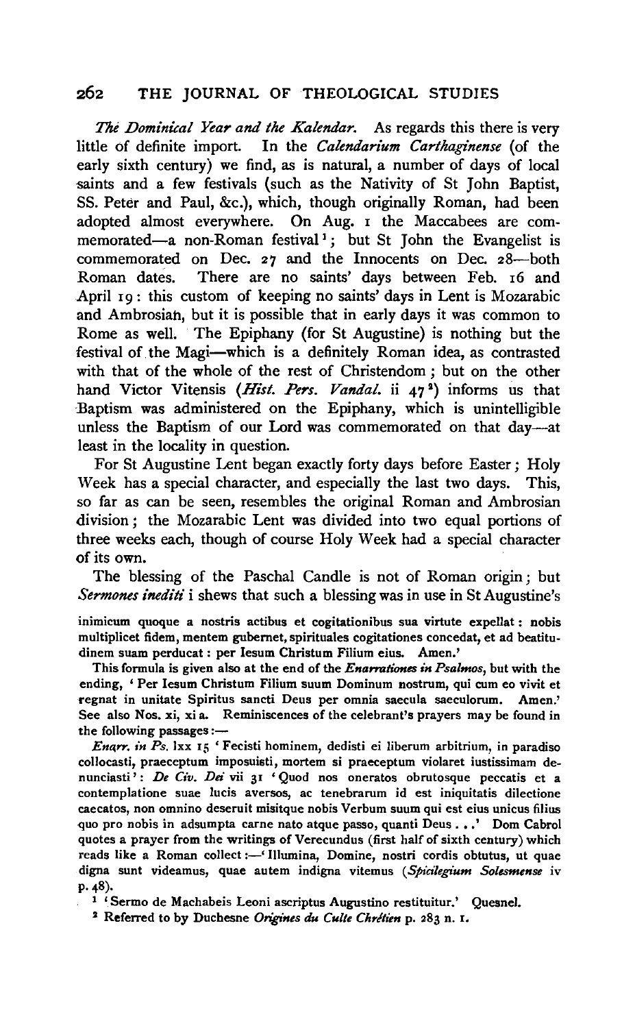*The Dominical Year and the Kalendar.* As regards this there is very little of definite import. In the *Calendarium Carthaginense* (of the early sixth century) we find, as is natural, a number of days of local saints and a few festivals (such as the Nativity of St John Baptist, SS. Peter and Paul, &c.), which, though originally Roman, had been adopted almost everywhere. On Aug. 1 the Maccabees are commemorated—a non-Roman festival[1]; but St John the Evangelist is commemorated on Dec. 27 and the Innocents on Dec. 28—both Roman dates. There are no saints' days between Feb. 16 and April 19: this custom of keeping no saints' days in Lent is Mozarabic and Ambrosian, but it is possible that in early days it was common to Rome as well. The Epiphany (for St Augustine) is nothing but the festival of the Magi—which is a definitely Roman idea, as contrasted with that of the whole of the rest of Christendom; but on the other hand Victor Vitensis (*Hist. Pers. Vandal.* ii 47[2]) informs us that Baptism was administered on the Epiphany, which is unintelligible unless the Baptism of our Lord was commemorated on that day—at least in the locality in question.

For St Augustine Lent began exactly forty days before Easter; Holy Week has a special character, and especially the last two days. This, so far as can be seen, resembles the original Roman and Ambrosian division; the Mozarabic Lent was divided into two equal portions of three weeks each, though of course Holy Week had a special character of its own.

The blessing of the Paschal Candle is not of Roman origin; but *Sermones inediti* i shews that such a blessing was in use in St Augustine's

inimicum quoque a nostris actibus et cogitationibus sua virtute expellat: nobis multiplicet fidem, mentem gubernet, spirituales cogitationes concedat, et ad beatitudinem suam perducat: per Iesum Christum Filium eius. Amen.'

This formula is given also at the end of the *Enarrationes in Psalmos*, but with the ending, 'Per Iesum Christum Filium suum Dominum nostrum, qui cum eo vivit et regnat in unitate Spiritus sancti Deus per omnia saecula saeculorum. Amen.' See also Nos. xi, xi a. Reminiscences of the celebrant's prayers may be found in the following passages:—

*Enarr. in Ps.* lxx 15 'Fecisti hominem, dedisti ei liberum arbitrium, in paradiso collocasti, praeceptum imposuisti, mortem si praeceptum violaret iustissimam denunciasti': *De Civ. Dei* vii 31 'Quod nos oneratos obrutosque peccatis et a contemplatione suae lucis aversos, ac tenebrarum id est iniquitatis dilectione caecatos, non omnino deseruit misitque nobis Verbum suum qui est eius unicus filius quo pro nobis in adsumpta carne nato atque passo, quanti Deus . . .' Dom Cabrol quotes a prayer from the writings of Verecundus (first half of sixth century) which reads like a Roman collect:—'Illumina, Domine, nostri cordis obtutus, ut quae digna sunt videamus, quae autem indigna vitemus (*Spicilegium Solesmense* iv p. 48).

[1] 'Sermo de Machabeis Leoni ascriptus Augustino restituitur.' Quesnel.

[2] Referred to by Duchesne *Origines du Culte Chrétien* p. 283 n. 1.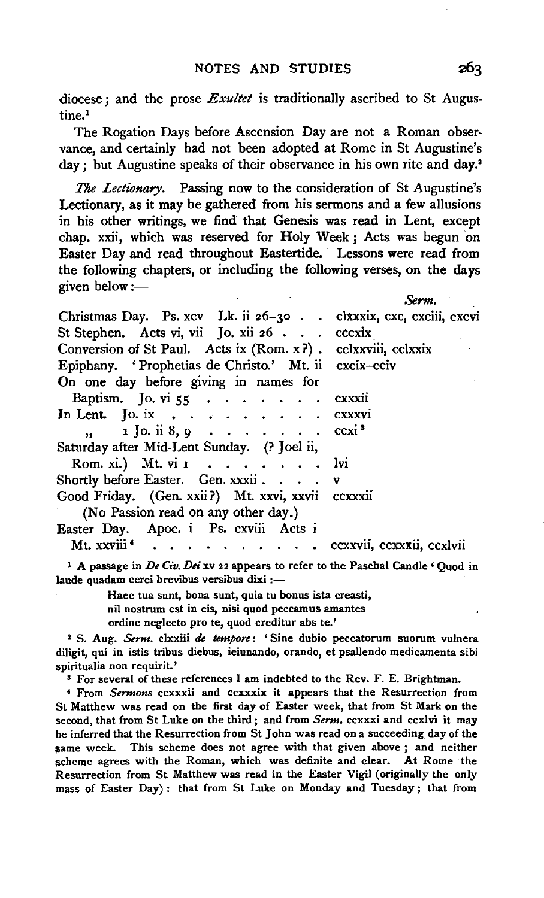diocese; and the prose *Exultet* is traditionally ascribed to St Augustine.[1]

The Rogation Days before Ascension Day are not a Roman observance, and certainly had not been adopted at Rome in St Augustine's day; but Augustine speaks of their observance in his own rite and day.[2]

*The Lectionary.* Passing now to the consideration of St Augustine's Lectionary, as it may be gathered from his sermons and a few allusions in his other writings, we find that Genesis was read in Lent, except chap. xxii, which was reserved for Holy Week; Acts was begun on Easter Day and read throughout Eastertide. Lessons were read from the following chapters, or including the following verses, on the days given below:—

| | *Serm.* |
|---|---|
| Christmas Day. Ps. xcv Lk. ii 26–30 . . | clxxxix, cxc, cxciii, cxcvi |
| St Stephen. Acts vi, vii Jo. xii 26 . . . | cccxix |
| Conversion of St Paul. Acts ix (Rom. x ?) . | cclxxviii, cclxxix |
| Epiphany. 'Prophetias de Christo.' Mt. ii | cxcix–cciv |
| On one day before giving in names for Baptism. Jo. vi 55 . . . . . . . . | cxxxii |
| In Lent. Jo. ix . . . . . . . . . . | cxxxvi |
| " 1 Jo. ii 8, 9 . . . . . . . . | ccxi[3] |
| Saturday after Mid-Lent Sunday. (? Joel ii, Rom. xi.) Mt. vi 1 . . . . . . . . | lvi |
| Shortly before Easter. Gen. xxxii . . . . | v |
| Good Friday. (Gen. xxii?) Mt. xxvi, xxvii | ccxxxii |
| (No Passion read on any other day.) | |
| Easter Day. Apoc. i Ps. cxviii Acts i Mt. xxviii[4] . . . . . . . . . . . | ccxxvii, ccxxxii, ccxlvii |

[1] A passage in *De Civ. Dei* xv 22 appears to refer to the Paschal Candle 'Quod in laude quadam cerei brevibus versibus dixi:—

> Haec tua sunt, bona sunt, quia tu bonus ista creasti,
> nil nostrum est in eis, nisi quod peccamus amantes
> ordine neglecto pro te, quod creditur abs te.'

[2] S. Aug. *Serm.* clxxiii *de tempore*: 'Sine dubio peccatorum suorum vulnera diligit, qui in istis tribus diebus, ieiunando, orando, et psallendo medicamenta sibi spiritualia non requirit.'

[3] For several of these references I am indebted to the Rev. F. E. Brightman.

[4] From *Sermons* ccxxxii and ccxxxix it appears that the Resurrection from St Matthew was read on the first day of Easter week, that from St Mark on the second, that from St Luke on the third; and from *Serm.* ccxxxi and ccxlvi it may be inferred that the Resurrection from St John was read on a succeeding day of the same week. This scheme does not agree with that given above; and neither scheme agrees with the Roman, which was definite and clear. At Rome the Resurrection from St Matthew was read in the Easter Vigil (originally the only mass of Easter Day): that from St Luke on Monday and Tuesday; that from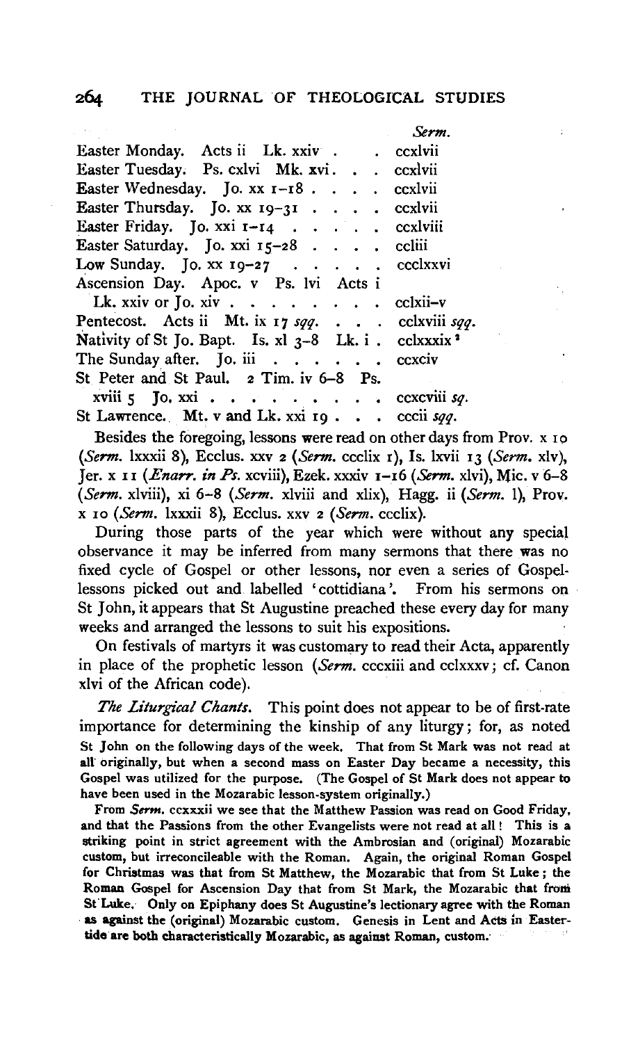| | *Serm.* |
|---|---|
| Easter Monday. Acts ii Lk. xxiv | ccxlvii |
| Easter Tuesday. Ps. cxlvi Mk. xvi | ccxlvii |
| Easter Wednesday. Jo. xx 1–18 | ccxlvii |
| Easter Thursday. Jo. xx 19–31 | ccxlvii |
| Easter Friday. Jo. xxi 1–14 | ccxlviii |
| Easter Saturday. Jo. xxi 15–28 | ccliii |
| Low Sunday. Jo. xx 19–27 | ccclxxvi |
| Ascension Day. Apoc. v Ps. lvi Acts i Lk. xxiv or Jo. xiv | cclxii–v |
| Pentecost. Acts ii Mt. ix 17 *sqq.* | cclxviii *sqq.* |
| Nativity of St Jo. Bapt. Is. xl 3–8 Lk. i | cclxxxix [2] |
| The Sunday after. Jo. iii | ccxciv |
| St Peter and St Paul. 2 Tim. iv 6–8 Ps. xviii 5 Jo. xxi | ccxcviii *sq.* |
| St Lawrence. Mt. v and Lk. xxi 19 | cccii *sqq.* |

Besides the foregoing, lessons were read on other days from Prov. x 10 (*Serm.* lxxxii 8), Ecclus. xxv 2 (*Serm.* ccclix 1), Is. lxvii 13 (*Serm.* xlv), Jer. x 11 (*Enarr. in Ps.* xcviii), Ezek. xxxiv 1–16 (*Serm.* xlvi), Mic. v 6–8 (*Serm.* xlviii), xi 6–8 (*Serm.* xlviii and xlix), Hagg. ii (*Serm.* l), Prov. x 10 (*Serm.* lxxxii 8), Ecclus. xxv 2 (*Serm.* ccclix).

During those parts of the year which were without any special observance it may be inferred from many sermons that there was no fixed cycle of Gospel or other lessons, nor even a series of Gospel-lessons picked out and labelled 'cottidiana'. From his sermons on St John, it appears that St Augustine preached these every day for many weeks and arranged the lessons to suit his expositions.

On festivals of martyrs it was customary to read their Acta, apparently in place of the prophetic lesson (*Serm.* cccxiii and cclxxxv; cf. Canon xlvi of the African code).

*The Liturgical Chants.* This point does not appear to be of first-rate importance for determining the kinship of any liturgy; for, as noted

St John on the following days of the week. That from St Mark was not read at all originally, but when a second mass on Easter Day became a necessity, this Gospel was utilized for the purpose. (The Gospel of St Mark does not appear to have been used in the Mozarabic lesson-system originally.)

From *Serm.* ccxxxii we see that the Matthew Passion was read on Good Friday, and that the Passions from the other Evangelists were not read at all! This is a striking point in strict agreement with the Ambrosian and (original) Mozarabic custom, but irreconcileable with the Roman. Again, the original Roman Gospel for Christmas was that from St Matthew, the Mozarabic that from St Luke; the Roman Gospel for Ascension Day that from St Mark, the Mozarabic that from St Luke. Only on Epiphany does St Augustine's lectionary agree with the Roman as against the (original) Mozarabic custom. Genesis in Lent and Acts in Eastertide are both characteristically Mozarabic, as against Roman, custom.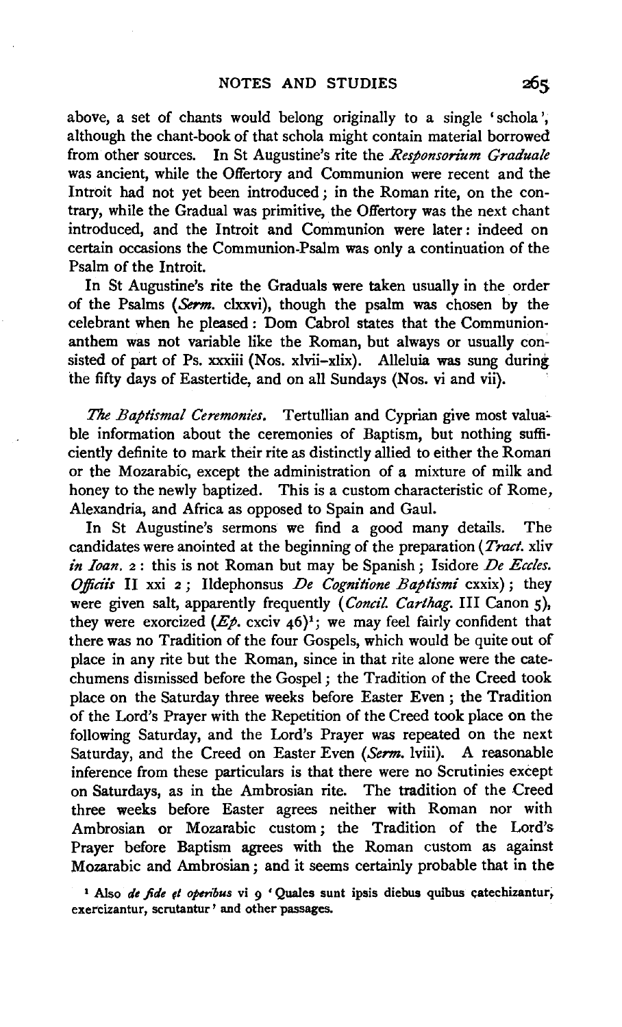above, a set of chants would belong originally to a single 'schola', although the chant-book of that schola might contain material borrowed from other sources. In St Augustine's rite the *Responsorium Graduale* was ancient, while the Offertory and Communion were recent and the Introit had not yet been introduced; in the Roman rite, on the contrary, while the Gradual was primitive, the Offertory was the next chant introduced, and the Introit and Communion were later: indeed on certain occasions the Communion-Psalm was only a continuation of the Psalm of the Introit.

In St Augustine's rite the Graduals were taken usually in the order of the Psalms (*Serm.* clxxvi), though the psalm was chosen by the celebrant when he pleased: Dom Cabrol states that the Communion-anthem was not variable like the Roman, but always or usually consisted of part of Ps. xxxiii (Nos. xlvii–xlix). Alleluia was sung during the fifty days of Eastertide, and on all Sundays (Nos. vi and vii).

*The Baptismal Ceremonies.* Tertullian and Cyprian give most valuable information about the ceremonies of Baptism, but nothing sufficiently definite to mark their rite as distinctly allied to either the Roman or the Mozarabic, except the administration of a mixture of milk and honey to the newly baptized. This is a custom characteristic of Rome, Alexandria, and Africa as opposed to Spain and Gaul.

In St Augustine's sermons we find a good many details. The candidates were anointed at the beginning of the preparation (*Tract.* xliv *in Ioan.* 2: this is not Roman but may be Spanish; Isidore *De Eccles. Officiis* II xxi 2; Ildephonsus *De Cognitione Baptismi* cxxix); they were given salt, apparently frequently (*Concil. Carthag.* III Canon 5), they were exorcized (*Ep.* cxciv 46)[1]; we may feel fairly confident that there was no Tradition of the four Gospels, which would be quite out of place in any rite but the Roman, since in that rite alone were the catechumens dismissed before the Gospel; the Tradition of the Creed took place on the Saturday three weeks before Easter Even; the Tradition of the Lord's Prayer with the Repetition of the Creed took place on the following Saturday, and the Lord's Prayer was repeated on the next Saturday, and the Creed on Easter Even (*Serm.* lviii). A reasonable inference from these particulars is that there were no Scrutinies except on Saturdays, as in the Ambrosian rite. The tradition of the Creed three weeks before Easter agrees neither with Roman nor with Ambrosian or Mozarabic custom; the Tradition of the Lord's Prayer before Baptism agrees with the Roman custom as against Mozarabic and Ambrosian; and it seems certainly probable that in the

[1] Also *de fide et operibus* vi 9 'Quales sunt ipsis diebus quibus catechizantur, exercizantur, scrutantur' and other passages.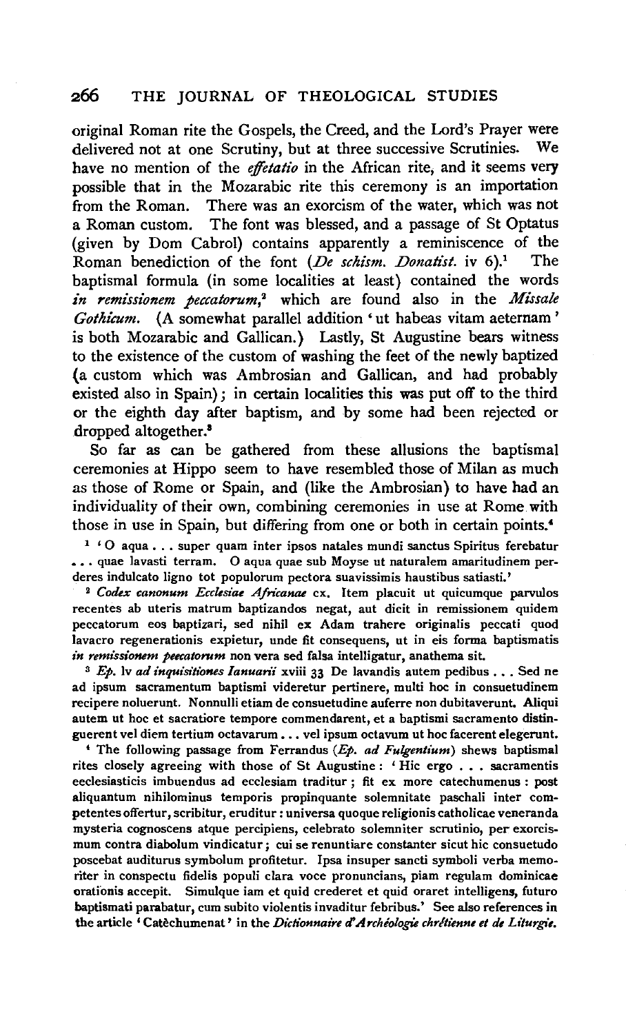original Roman rite the Gospels, the Creed, and the Lord's Prayer were delivered not at one Scrutiny, but at three successive Scrutinies. We have no mention of the *effetatio* in the African rite, and it seems very possible that in the Mozarabic rite this ceremony is an importation from the Roman. There was an exorcism of the water, which was not a Roman custom. The font was blessed, and a passage of St Optatus (given by Dom Cabrol) contains apparently a reminiscence of the Roman benediction of the font (*De schism. Donatist.* iv 6).[1] The baptismal formula (in some localities at least) contained the words *in remissionem peccatorum*,[2] which are found also in the *Missale Gothicum*. (A somewhat parallel addition 'ut habeas vitam aeternam' is both Mozarabic and Gallican.) Lastly, St Augustine bears witness to the existence of the custom of washing the feet of the newly baptized (a custom which was Ambrosian and Gallican, and had probably existed also in Spain); in certain localities this was put off to the third or the eighth day after baptism, and by some had been rejected or dropped altogether.[3]

So far as can be gathered from these allusions the baptismal ceremonies at Hippo seem to have resembled those of Milan as much as those of Rome or Spain, and (like the Ambrosian) to have had an individuality of their own, combining ceremonies in use at Rome with those in use in Spain, but differing from one or both in certain points.[4]

[1] 'O aqua . . . super quam inter ipsos natales mundi sanctus Spiritus ferebatur . . . quae lavasti terram. O aqua quae sub Moyse ut naturalem amaritudinem perderes indulcato ligno tot populorum pectora suavissimis haustibus satiasti.'

[2] *Codex canonum Ecclesiae Africanae* cx. Item placuit ut quicumque parvulos recentes ab uteris matrum baptizandos negat, aut dicit in remissionem quidem peccatorum eos baptizari, sed nihil ex Adam trahere originalis peccati quod lavacro regenerationis expietur, unde fit consequens, ut in eis forma baptismatis *in remissionem peccatorum* non vera sed falsa intelligatur, anathema sit.

[3] *Ep.* lv *ad inquisitiones Ianuarii* xviii 33 De lavandis autem pedibus . . . Sed ne ad ipsum sacramentum baptismi videretur pertinere, multi hoc in consuetudinem recipere noluerunt. Nonnulli etiam de consuetudine auferre non dubitaverunt. Aliqui autem ut hoc et sacratiore tempore commendarent, et a baptismi sacramento distinguerent vel diem tertium octavarum . . . vel ipsum octavum ut hoc facerent elegerunt.

[4] The following passage from Ferrandus (*Ep. ad Fulgentium*) shews baptismal rites closely agreeing with those of St Augustine: 'Hic ergo . . . sacramentis ecclesiasticis imbuendus ad ecclesiam traditur; fit ex more catechumenus: post aliquantum nihilominus temporis propinquante solemnitate paschali inter competentes offertur, scribitur, eruditur: universa quoque religionis catholicae veneranda mysteria cognoscens atque percipiens, celebrato solemniter scrutinio, per exorcismum contra diabolum vindicatur; cui se renuntiare constanter sicut hic consuetudo poscebat auditurus symbolum profitetur. Ipsa insuper sancti symboli verba memoriter in conspectu fidelis populi clara voce pronuncians, piam regulam dominicae orationis accepit. Simulque iam et quid crederet et quid oraret intelligens, futuro baptismati parabatur, cum subito violentis invaditur febribus.' See also references in the article 'Catèchumenat' in the *Dictionnaire d'Archéologie chrétienne et de Liturgie*.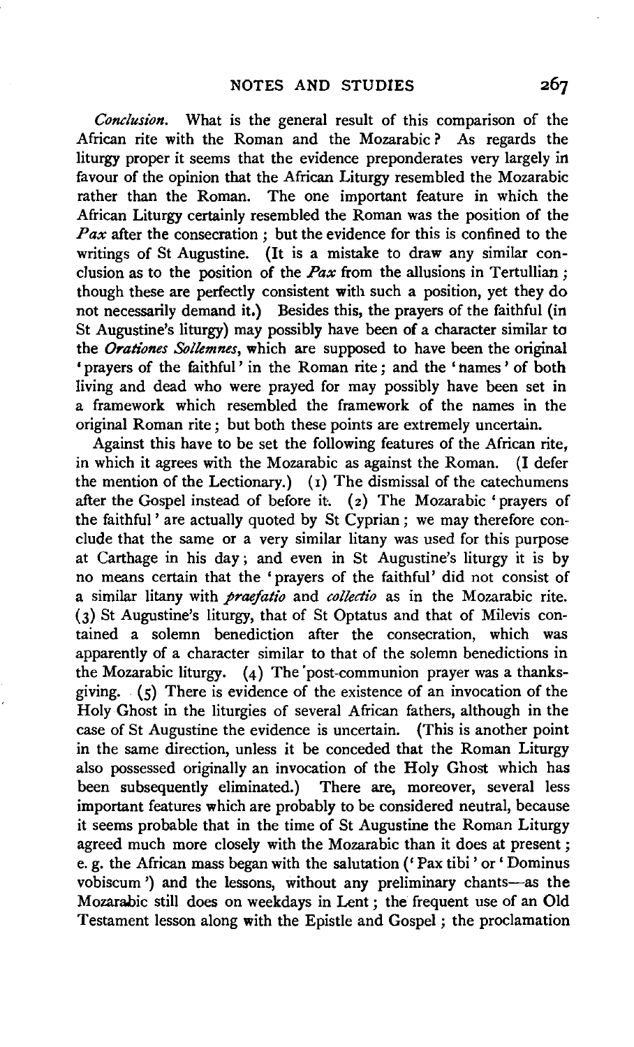*Conclusion*. What is the general result of this comparison of the African rite with the Roman and the Mozarabic? As regards the liturgy proper it seems that the evidence preponderates very largely in favour of the opinion that the African Liturgy resembled the Mozarabic rather than the Roman. The one important feature in which the African Liturgy certainly resembled the Roman was the position of the *Pax* after the consecration; but the evidence for this is confined to the writings of St Augustine. (It is a mistake to draw any similar conclusion as to the position of the *Pax* from the allusions in Tertullian; though these are perfectly consistent with such a position, yet they do not necessarily demand it.) Besides this, the prayers of the faithful (in St Augustine's liturgy) may possibly have been of a character similar to the *Orationes Sollemnes*, which are supposed to have been the original 'prayers of the faithful' in the Roman rite; and the 'names' of both living and dead who were prayed for may possibly have been set in a framework which resembled the framework of the names in the original Roman rite; but both these points are extremely uncertain.

Against this have to be set the following features of the African rite, in which it agrees with the Mozarabic as against the Roman. (I defer the mention of the Lectionary.) (1) The dismissal of the catechumens after the Gospel instead of before it. (2) The Mozarabic 'prayers of the faithful' are actually quoted by St Cyprian; we may therefore conclude that the same or a very similar litany was used for this purpose at Carthage in his day; and even in St Augustine's liturgy it is by no means certain that the 'prayers of the faithful' did not consist of a similar litany with *praefatio* and *collectio* as in the Mozarabic rite. (3) St Augustine's liturgy, that of St Optatus and that of Milevis contained a solemn benediction after the consecration, which was apparently of a character similar to that of the solemn benedictions in the Mozarabic liturgy. (4) The post-communion prayer was a thanksgiving. (5) There is evidence of the existence of an invocation of the Holy Ghost in the liturgies of several African fathers, although in the case of St Augustine the evidence is uncertain. (This is another point in the same direction, unless it be conceded that the Roman Liturgy also possessed originally an invocation of the Holy Ghost which has been subsequently eliminated.) There are, moreover, several less important features which are probably to be considered neutral, because it seems probable that in the time of St Augustine the Roman Liturgy agreed much more closely with the Mozarabic than it does at present; e.g. the African mass began with the salutation ('Pax tibi' or 'Dominus vobiscum') and the lessons, without any preliminary chants—as the Mozarabic still does on weekdays in Lent; the frequent use of an Old Testament lesson along with the Epistle and Gospel; the proclamation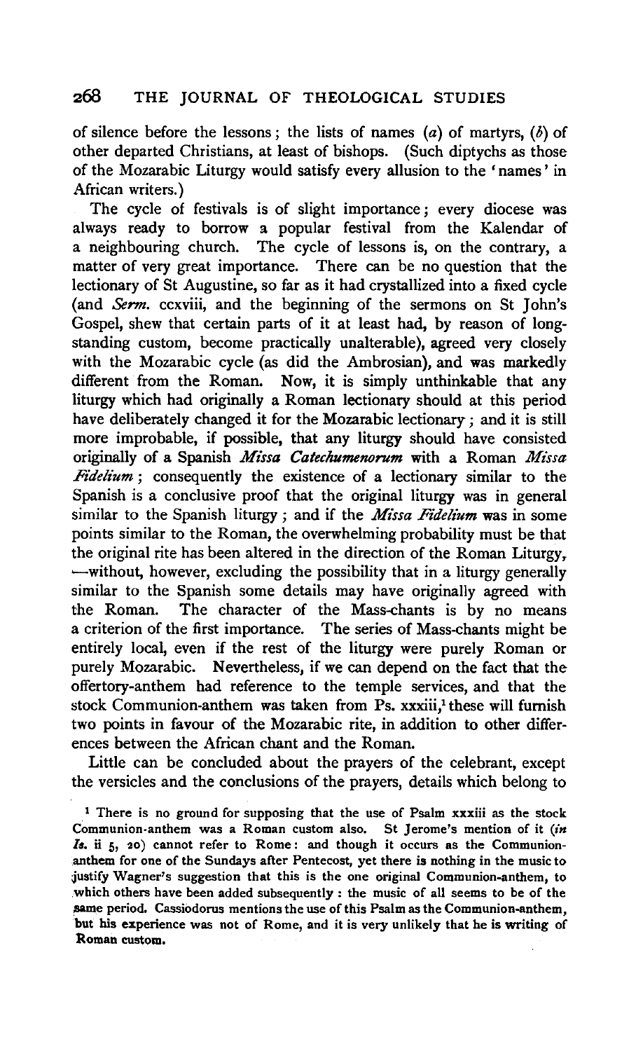of silence before the lessons; the lists of names (*a*) of martyrs, (*b*) of other departed Christians, at least of bishops. (Such diptychs as those of the Mozarabic Liturgy would satisfy every allusion to the 'names' in African writers.)

The cycle of festivals is of slight importance; every diocese was always ready to borrow a popular festival from the Kalendar of a neighbouring church. The cycle of lessons is, on the contrary, a matter of very great importance. There can be no question that the lectionary of St Augustine, so far as it had crystallized into a fixed cycle (and *Serm.* ccxviii, and the beginning of the sermons on St John's Gospel, shew that certain parts of it at least had, by reason of long-standing custom, become practically unalterable), agreed very closely with the Mozarabic cycle (as did the Ambrosian), and was markedly different from the Roman. Now, it is simply unthinkable that any liturgy which had originally a Roman lectionary should at this period have deliberately changed it for the Mozarabic lectionary; and it is still more improbable, if possible, that any liturgy should have consisted originally of a Spanish *Missa Catechumenorum* with a Roman *Missa Fidelium*; consequently the existence of a lectionary similar to the Spanish is a conclusive proof that the original liturgy was in general similar to the Spanish liturgy; and if the *Missa Fidelium* was in some points similar to the Roman, the overwhelming probability must be that the original rite has been altered in the direction of the Roman Liturgy,—without, however, excluding the possibility that in a liturgy generally similar to the Spanish some details may have originally agreed with the Roman. The character of the Mass-chants is by no means a criterion of the first importance. The series of Mass-chants might be entirely local, even if the rest of the liturgy were purely Roman or purely Mozarabic. Nevertheless, if we can depend on the fact that the offertory-anthem had reference to the temple services, and that the stock Communion-anthem was taken from Ps. xxxiii,[1] these will furnish two points in favour of the Mozarabic rite, in addition to other differences between the African chant and the Roman.

Little can be concluded about the prayers of the celebrant, except the versicles and the conclusions of the prayers, details which belong to

[1] There is no ground for supposing that the use of Psalm xxxiii as the stock Communion-anthem was a Roman custom also. St Jerome's mention of it (*in Is.* ii 5, 20) cannot refer to Rome: and though it occurs as the Communion-anthem for one of the Sundays after Pentecost, yet there is nothing in the music to justify Wagner's suggestion that this is the one original Communion-anthem, to which others have been added subsequently: the music of all seems to be of the same period. Cassiodorus mentions the use of this Psalm as the Communion-anthem, but his experience was not of Rome, and it is very unlikely that he is writing of Roman custom.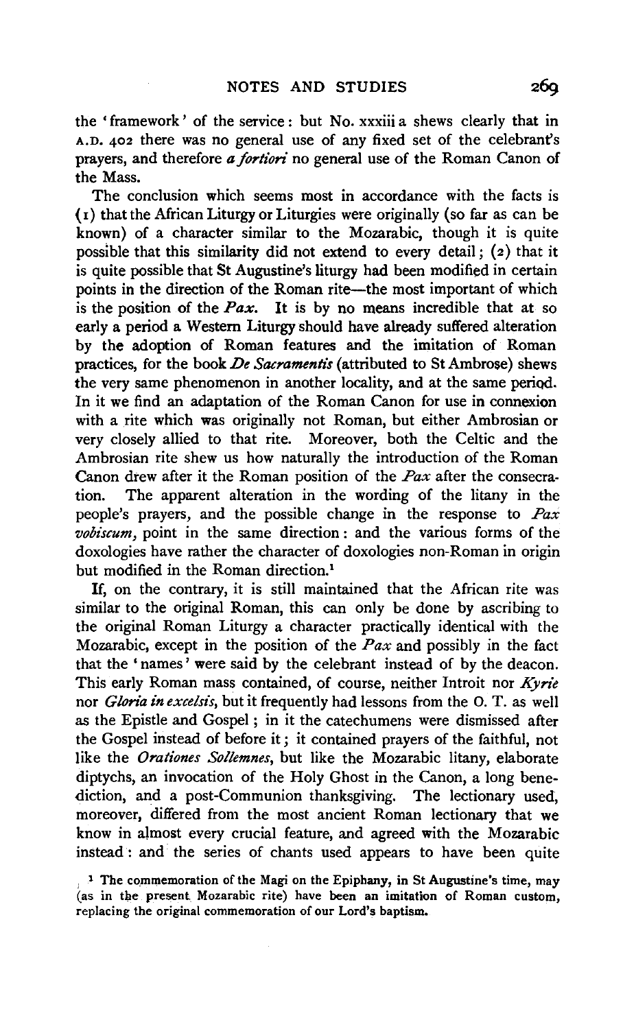the 'framework' of the service: but No. xxxiii a shews clearly that in A.D. 402 there was no general use of any fixed set of the celebrant's prayers, and therefore *a fortiori* no general use of the Roman Canon of the Mass.

The conclusion which seems most in accordance with the facts is (1) that the African Liturgy or Liturgies were originally (so far as can be known) of a character similar to the Mozarabic, though it is quite possible that this similarity did not extend to every detail; (2) that it is quite possible that St Augustine's liturgy had been modified in certain points in the direction of the Roman rite—the most important of which is the position of the *Pax*. It is by no means incredible that at so early a period a Western Liturgy should have already suffered alteration by the adoption of Roman features and the imitation of Roman practices, for the book *De Sacramentis* (attributed to St Ambrose) shews the very same phenomenon in another locality, and at the same period. In it we find an adaptation of the Roman Canon for use in connexion with a rite which was originally not Roman, but either Ambrosian or very closely allied to that rite. Moreover, both the Celtic and the Ambrosian rite shew us how naturally the introduction of the Roman Canon drew after it the Roman position of the *Pax* after the consecration. The apparent alteration in the wording of the litany in the people's prayers, and the possible change in the response to *Pax vobiscum*, point in the same direction: and the various forms of the doxologies have rather the character of doxologies non-Roman in origin but modified in the Roman direction.[1]

If, on the contrary, it is still maintained that the African rite was similar to the original Roman, this can only be done by ascribing to the original Roman Liturgy a character practically identical with the Mozarabic, except in the position of the *Pax* and possibly in the fact that the 'names' were said by the celebrant instead of by the deacon. This early Roman mass contained, of course, neither Introit nor *Kyrie* nor *Gloria in excelsis*, but it frequently had lessons from the O. T. as well as the Epistle and Gospel; in it the catechumens were dismissed after the Gospel instead of before it; it contained prayers of the faithful, not like the *Orationes Sollemnes*, but like the Mozarabic litany, elaborate diptychs, an invocation of the Holy Ghost in the Canon, a long benediction, and a post-Communion thanksgiving. The lectionary used, moreover, differed from the most ancient Roman lectionary that we know in almost every crucial feature, and agreed with the Mozarabic instead: and the series of chants used appears to have been quite

[1] The commemoration of the Magi on the Epiphany, in St Augustine's time, may (as in the present Mozarabic rite) have been an imitation of Roman custom, replacing the original commemoration of our Lord's baptism.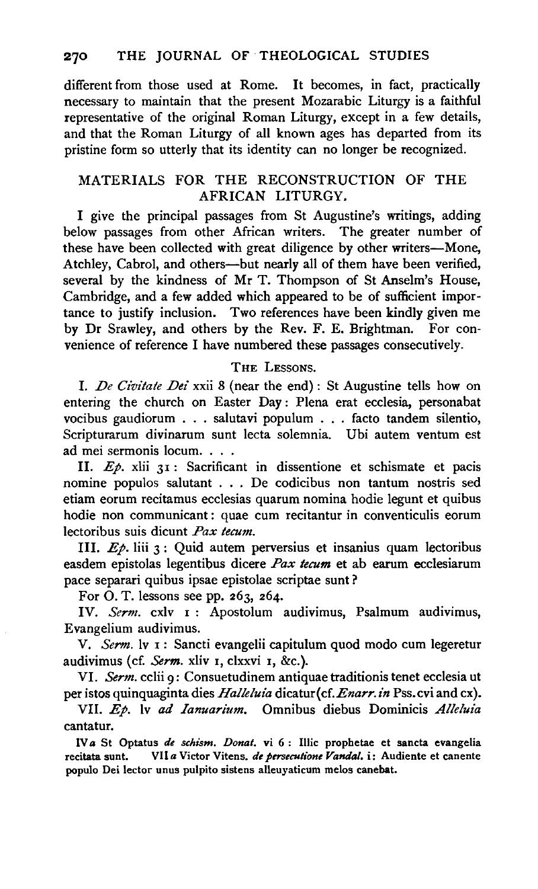different from those used at Rome. It becomes, in fact, practically necessary to maintain that the present Mozarabic Liturgy is a faithful representative of the original Roman Liturgy, except in a few details, and that the Roman Liturgy of all known ages has departed from its pristine form so utterly that its identity can no longer be recognized.

## MATERIALS FOR THE RECONSTRUCTION OF THE AFRICAN LITURGY.

I give the principal passages from St Augustine's writings, adding below passages from other African writers. The greater number of these have been collected with great diligence by other writers—Mone, Atchley, Cabrol, and others—but nearly all of them have been verified, several by the kindness of Mr T. Thompson of St Anselm's House, Cambridge, and a few added which appeared to be of sufficient importance to justify inclusion. Two references have been kindly given me by Dr Srawley, and others by the Rev. F. E. Brightman. For convenience of reference I have numbered these passages consecutively.

### THE LESSONS.

I. *De Civitate Dei* xxii 8 (near the end): St Augustine tells how on entering the church on Easter Day: Plena erat ecclesia, personabat vocibus gaudiorum . . . salutavi populum . . . facto tandem silentio, Scripturarum divinarum sunt lecta solemnia. Ubi autem ventum est ad mei sermonis locum. . . .

II. *Ep.* xlii 31: Sacrificant in dissentione et schismate et pacis nomine populos salutant . . . De codicibus non tantum nostris sed etiam eorum recitamus ecclesias quarum nomina hodie legunt et quibus hodie non communicant: quae cum recitantur in conventiculis eorum lectoribus suis dicunt *Pax tecum.*

III. *Ep.* liii 3: Quid autem perversius et insanius quam lectoribus easdem epistolas legentibus dicere *Pax tecum* et ab earum ecclesiarum pace separari quibus ipsae epistolae scriptae sunt?

For O. T. lessons see pp. 263, 264.

IV. *Serm.* cxlv 1: Apostolum audivimus, Psalmum audivimus, Evangelium audivimus.

V. *Serm.* lv 1: Sancti evangelii capitulum quod modo cum legeretur audivimus (cf. *Serm.* xliv 1, clxxvi 1, &c.).

VI. *Serm.* cclii 9: Consuetudinem antiquae traditionis tenet ecclesia ut per istos quinquaginta dies *Halleluia* dicatur (cf. *Enarr. in* Pss. cvi and cx).

VII. *Ep.* lv *ad Ianuarium.* Omnibus diebus Dominicis *Alleluia* cantatur.

IV *a* St Optatus *de schism. Donat.* vi 6: Illic prophetae et sancta evangelia recitata sunt. VII *a* Victor Vitens. *de persecutione Vandal.* i: Audiente et canente populo Dei lector unus pulpito sistens alleuyaticum melos canebat.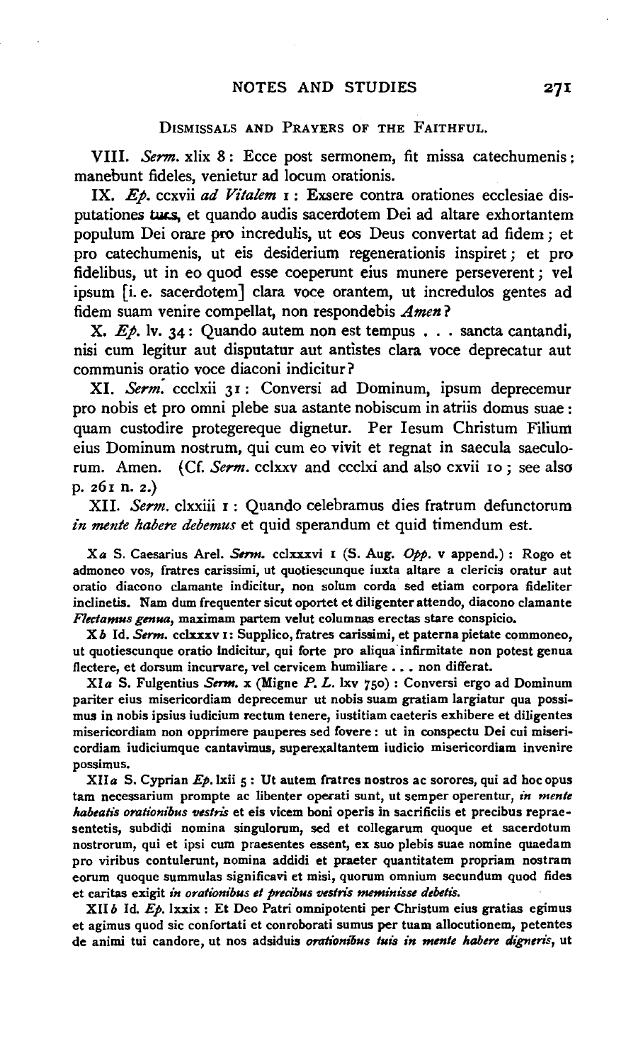### Dismissals and Prayers of the Faithful.

VIII. *Serm.* xlix 8: Ecce post sermonem, fit missa catechumenis: manebunt fideles, venietur ad locum orationis.

IX. *Ep.* ccxvii *ad Vitalem* 1: Exsere contra orationes ecclesiae disputationes tuas, et quando audis sacerdotem Dei ad altare exhortantem populum Dei orare pro incredulis, ut eos Deus convertat ad fidem; et pro catechumenis, ut eis desiderium regenerationis inspiret; et pro fidelibus, ut in eo quod esse coeperunt eius munere perseverent; vel ipsum [i. e. sacerdotem] clara voce orantem, ut incredulos gentes ad fidem suam venire compellat, non respondebis *Amen*?

X. *Ep.* lv. 34: Quando autem non est tempus . . . sancta cantandi, nisi cum legitur aut disputatur aut antistes clara voce deprecatur aut communis oratio voce diaconi indicitur?

XI. *Serm.* ccclxii 31: Conversi ad Dominum, ipsum deprecemur pro nobis et pro omni plebe sua astante nobiscum in atriis domus suae: quam custodire protegereque dignetur. Per Iesum Christum Filium eius Dominum nostrum, qui cum eo vivit et regnat in saecula saeculorum. Amen. (Cf. *Serm.* cclxxv and ccclxi and also cxvii 10; see also p. 261 n. 2.)

XII. *Serm.* clxxiii 1: Quando celebramus dies fratrum defunctorum *in mente habere debemus* et quid sperandum et quid timendum est.

X*a* S. Caesarius Arel. *Serm.* cclxxxvi 1 (S. Aug. *Opp.* v append.): Rogo et admoneo vos, fratres carissimi, ut quotiescunque iuxta altare a clericis oratur aut oratio diacono clamante indicitur, non solum corda sed etiam corpora fideliter inclinetis. Nam dum frequenter sicut oportet et diligenter attendo, diacono clamante *Flectamus genua*, maximam partem velut columnas erectas stare conspicio.

X*b* Id. *Serm.* cclxxxv 1: Supplico, fratres carissimi, et paterna pietate commoneo, ut quotiescunque oratio indicitur, qui forte pro aliqua infirmitate non potest genua flectere, et dorsum incurvare, vel cervicem humiliare . . . non differat.

XI*a* S. Fulgentius *Serm.* x (Migne *P. L.* lxv 750): Conversi ergo ad Dominum pariter eius misericordiam deprecemur ut nobis suam gratiam largiatur qua possimus in nobis ipsius iudicium rectum tenere, iustitiam caeteris exhibere et diligentes misericordiam non opprimere pauperes sed fovere: ut in conspectu Dei cui misericordiam iudiciumque cantavimus, superexaltantem iudicio misericordiam invenire possimus.

XII*a* S. Cyprian *Ep.* lxii 5: Ut autem fratres nostros ac sorores, qui ad hoc opus tam necessarium prompte ac libenter operati sunt, ut semper operentur, *in mente habeatis orationibus vestris* et eis vicem boni operis in sacrificiis et precibus repraesentetis, subdidi nomina singulorum, sed et collegarum quoque et sacerdotum nostrorum, qui et ipsi cum praesentes essent, ex suo plebis suae nomine quaedam pro viribus contulerunt, nomina addidi et praeter quantitatem propriam nostram eorum quoque summulas significavi et misi, quorum omnium secundum quod fides et caritas exigit *in orationibus et precibus vestris meminisse debetis.*

XII*b* Id. *Ep.* lxxix: Et Deo Patri omnipotenti per Christum eius gratias egimus et agimus quod sic confortati et conroborati sumus per tuam allocutionem, petentes de animi tui candore, ut nos adsiduis *orationibus tuis in mente habere digneris*, ut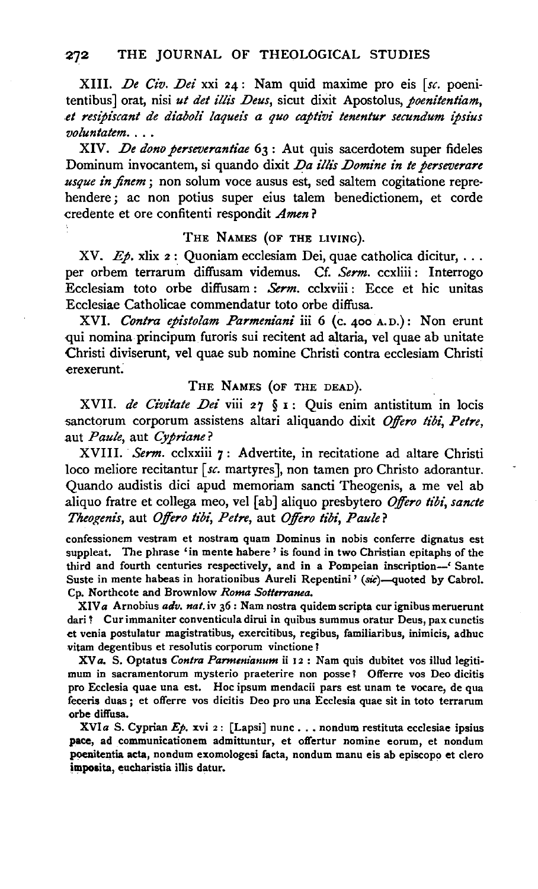XIII. *De Civ. Dei* xxi 24: Nam quid maxime pro eis [*sc.* poenitentibus] orat, nisi *ut det illis Deus*, sicut dixit Apostolus, *poenitentiam, et resipiscant de diaboli laqueis a quo captivi tenentur secundum ipsius voluntatem....*

XIV. *De dono perseverantiae* 63: Aut quis sacerdotem super fideles Dominum invocantem, si quando dixit *Da illis Domine in te perseverare usque in finem*; non solum voce ausus est, sed saltem cogitatione reprehendere; ac non potius super eius talem benedictionem, et corde credente et ore confitenti respondit *Amen*?

### THE NAMES (OF THE LIVING).

XV. *Ep.* xlix 2: Quoniam ecclesiam Dei, quae catholica dicitur, ... per orbem terrarum diffusam videmus. Cf. *Serm.* ccxliii: Interrogo Ecclesiam toto orbe diffusam: *Serm.* cclxviii: Ecce et hic unitas Ecclesiae Catholicae commendatur toto orbe diffusa.

XVI. *Contra epistolam Parmeniani* iii 6 (c. 400 A.D.): Non erunt qui nomina principum furoris sui recitent ad altaria, vel quae ab unitate Christi diviserunt, vel quae sub nomine Christi contra ecclesiam Christi erexerunt.

### THE NAMES (OF THE DEAD).

XVII. *de Civitate Dei* viii 27 § 1: Quis enim antistitum in locis sanctorum corporum assistens altari aliquando dixit *Offero tibi, Petre*, aut *Paule*, aut *Cypriane*?

XVIII. *Serm.* cclxxiii 7: Advertite, in recitatione ad altare Christi loco meliore recitantur [*sc.* martyres], non tamen pro Christo adorantur. Quando audistis dici apud memoriam sancti Theogenis, a me vel ab aliquo fratre et collega meo, vel [ab] aliquo presbytero *Offero tibi, sancte Theogenis*, aut *Offero tibi, Petre*, aut *Offero tibi, Paule*?

confessionem vestram et nostram quam Dominus in nobis conferre dignatus est suppleat. The phrase 'in mente habere' is found in two Christian epitaphs of the third and fourth centuries respectively, and in a Pompeian inscription—'Sante Suste in mente habeas in horationibus Aureli Repentini' (*sic*)—quoted by Cabrol. Cp. Northcote and Brownlow *Roma Sotterranea*.

XIV*a* Arnobius *adv. nat.* iv 36: Nam nostra quidem scripta cur ignibus meruerunt dari? Cur immaniter conventicula dirui in quibus summus oratur Deus, pax cunctis et venia postulatur magistratibus, exercitibus, regibus, familiaribus, inimicis, adhuc vitam degentibus et resolutis corporum vinctione?

XV*a*. S. Optatus *Contra Parmenianum* ii 12: Nam quis dubitet vos illud legitimum in sacramentorum mysterio praeterire non posse? Offerre vos Deo dicitis pro Ecclesia quae una est. Hoc ipsum mendacii pars est unam te vocare, de qua feceris duas; et offerre vos dicitis Deo pro una Ecclesia quae sit in toto terrarum orbe diffusa.

XVI*a* S. Cyprian *Ep.* xvi 2: [Lapsi] nunc ... nondum restituta ecclesiae ipsius pace, ad communicationem admittuntur, et offertur nomine eorum, et nondum poenitentia acta, nondum exomologesi facta, nondum manu eis ab episcopo et clero imposita, eucharistia illis datur.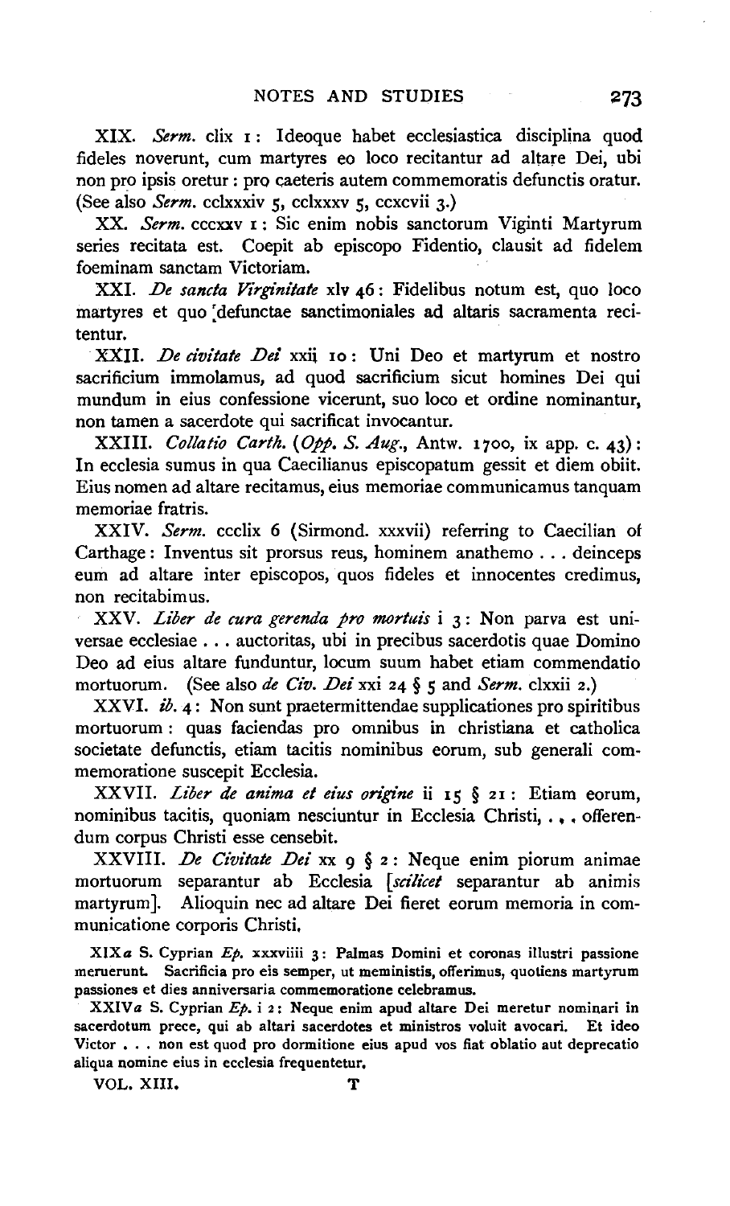XIX. *Serm.* clix 1: Ideoque habet ecclesiastica disciplina quod fideles noverunt, cum martyres eo loco recitantur ad altare Dei, ubi non pro ipsis oretur: pro caeteris autem commemoratis defunctis oratur. (See also *Serm.* cclxxxiv 5, cclxxxv 5, ccxcvii 3.)

XX. *Serm.* cccxxv 1: Sic enim nobis sanctorum Viginti Martyrum series recitata est. Coepit ab episcopo Fidentio, clausit ad fidelem foeminam sanctam Victoriam.

XXI. *De sancta Virginitate* xlv 46: Fidelibus notum est, quo loco martyres et quo defunctae sanctimoniales ad altaris sacramenta recitentur.

XXII. *De civitate Dei* xxii 10: Uni Deo et martyrum et nostro sacrificium immolamus, ad quod sacrificium sicut homines Dei qui mundum in eius confessione vicerunt, suo loco et ordine nominantur, non tamen a sacerdote qui sacrificat invocantur.

XXIII. *Collatio Carth.* (*Opp. S. Aug.*, Antw. 1700, ix app. c. 43): In ecclesia sumus in qua Caecilianus episcopatum gessit et diem obiit. Eius nomen ad altare recitamus, eius memoriae communicamus tanquam memoriae fratris.

XXIV. *Serm.* ccclix 6 (Sirmond. xxxvii) referring to Caecilian of Carthage: Inventus sit prorsus reus, hominem anathemo . . . deinceps eum ad altare inter episcopos, quos fideles et innocentes credimus, non recitabimus.

XXV. *Liber de cura gerenda pro mortuis* i 3: Non parva est universae ecclesiae . . . auctoritas, ubi in precibus sacerdotis quae Domino Deo ad eius altare funduntur, locum suum habet etiam commendatio mortuorum. (See also *de Civ. Dei* xxi 24 § 5 and *Serm.* clxxii 2.)

XXVI. *ib.* 4: Non sunt praetermittendae supplicationes pro spiritibus mortuorum: quas faciendas pro omnibus in christiana et catholica societate defunctis, etiam tacitis nominibus eorum, sub generali commemoratione suscepit Ecclesia.

XXVII. *Liber de anima et eius origine* ii 15 § 21: Etiam eorum, nominibus tacitis, quoniam nesciuntur in Ecclesia Christi, . . . offerendum corpus Christi esse censebit.

XXVIII. *De Civitate Dei* xx 9 § 2: Neque enim piorum animae mortuorum separantur ab Ecclesia [*scilicet* separantur ab animis martyrum]. Alioquin nec ad altare Dei fieret eorum memoria in communicatione corporis Christi.

XIX*a* S. Cyprian *Ep.* xxxviiii 3: Palmas Domini et coronas illustri passione meruerunt. Sacrificia pro eis semper, ut meministis, offerimus, quotiens martyrum passiones et dies anniversaria commemoratione celebramus.

XXIV*a* S. Cyprian *Ep.* i 2: Neque enim apud altare Dei meretur nominari in sacerdotum prece, qui ab altari sacerdotes et ministros voluit avocari. Et ideo Victor . . . non est quod pro dormitione eius apud vos fiat oblatio aut deprecatio aliqua nomine eius in ecclesia frequentetur.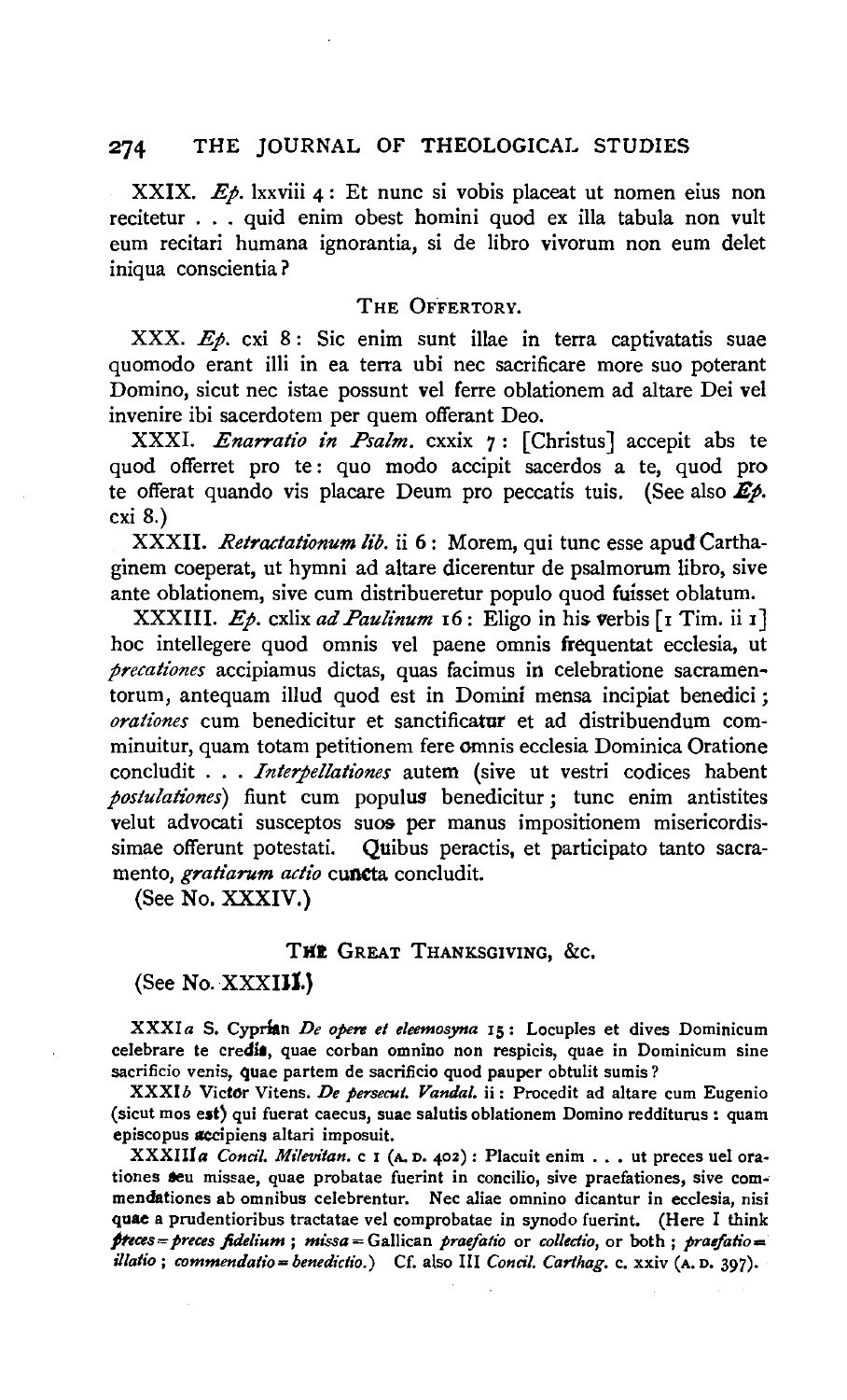XXIX. *Ep.* lxxviii 4: Et nunc si vobis placeat ut nomen eius non recitetur . . . quid enim obest homini quod ex illa tabula non vult eum recitari humana ignorantia, si de libro vivorum non eum delet iniqua conscientia?

## THE OFFERTORY.

XXX. *Ep.* cxi 8: Sic enim sunt illae in terra captivatatis suae quomodo erant illi in ea terra ubi nec sacrificare more suo poterant Domino, sicut nec istae possunt vel ferre oblationem ad altare Dei vel invenire ibi sacerdotem per quem offerant Deo.

XXXI. *Enarratio in Psalm.* cxxix 7: [Christus] accepit abs te quod offerret pro te: quo modo accipit sacerdos a te, quod pro te offerat quando vis placare Deum pro peccatis tuis. (See also *Ep.* cxi 8.)

XXXII. *Retractationum lib.* ii 6: Morem, qui tunc esse apud Carthaginem coeperat, ut hymni ad altare dicerentur de psalmorum libro, sive ante oblationem, sive cum distribueretur populo quod fuisset oblatum.

XXXIII. *Ep.* cxlix *ad Paulinum* 16: Eligo in his verbis [1 Tim. ii 1] hoc intellegere quod omnis vel paene omnis frequentat ecclesia, ut *precationes* accipiamus dictas, quas facimus in celebratione sacramentorum, antequam illud quod est in Domini mensa incipiat benedici; *orationes* cum benedicitur et sanctificatur et ad distribuendum comminuitur, quam totam petitionem fere omnis ecclesia Dominica Oratione concludit . . . *Interpellationes* autem (sive ut vestri codices habent *postulationes*) fiunt cum populus benedicitur; tunc enim antistites velut advocati susceptos suos per manus impositionem misericordissimae offerunt potestati. Quibus peractis, et participato tanto sacramento, *gratiarum actio* cuncta concludit.

(See No. XXXIV.)

## THE GREAT THANKSGIVING, &c.

(See No. XXXIII.)

XXXI*a* S. Cyprian *De opere et eleemosyna* 15: Locuples et dives Dominicum celebrare te credis, quae corban omnino non respicis, quae in Dominicum sine sacrificio venis, quae partem de sacrificio quod pauper obtulit sumis?

XXXI*b* Victor Vitens. *De persecut. Vandal.* ii: Procedit ad altare cum Eugenio (sicut mos est) qui fuerat caecus, suae salutis oblationem Domino redditurus: quam episcopus accipiens altari imposuit.

XXXIII*a* *Concil. Milevitan.* c 1 (A. D. 402): Placuit enim . . . ut preces uel orationes seu missae, quae probatae fuerint in concilio, sive praefationes, sive commendationes ab omnibus celebrentur. Nec aliae omnino dicantur in ecclesia, nisi quae a prudentioribus tractatae vel comprobatae in synodo fuerint. (Here I think *preces* = *preces fidelium*; *missa* = Gallican *praefatio* or *collectio*, or both; *praefatio* = *illatio*; *commendatio* = *benedictio*.) Cf. also III *Concil. Carthag.* c. xxiv (A. D. 397).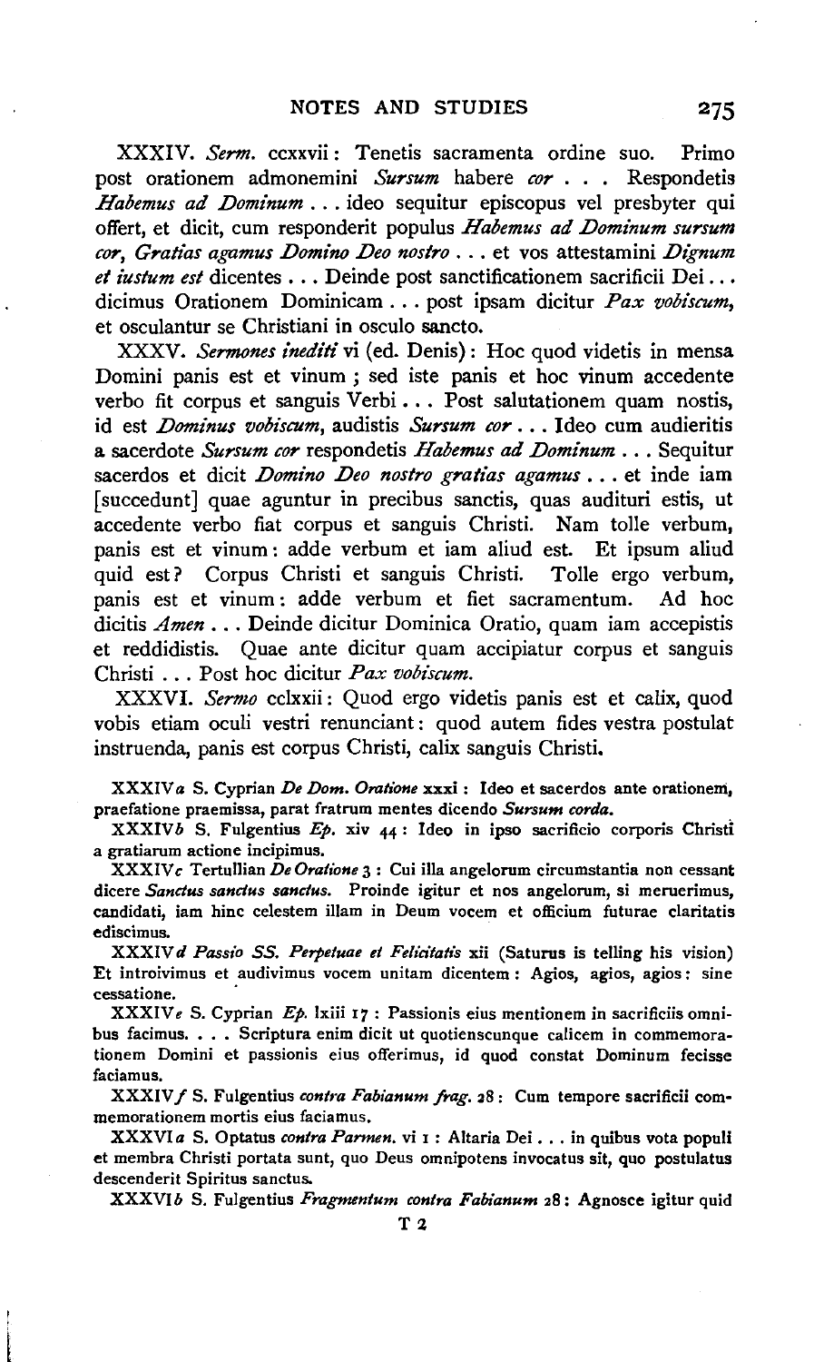XXXIV. *Serm.* ccxxvii: Tenetis sacramenta ordine suo. Primo post orationem admonemini *Sursum* habere *cor* . . . Respondetis *Habemus ad Dominum* . . . ideo sequitur episcopus vel presbyter qui offert, et dicit, cum responderit populus *Habemus ad Dominum sursum cor*, *Gratias agamus Domino Deo nostro* . . . et vos attestamini *Dignum et iustum est* dicentes . . . Deinde post sanctificationem sacrificii Dei . . . dicimus Orationem Dominicam . . . post ipsam dicitur *Pax vobiscum*, et osculantur se Christiani in osculo sancto.

XXXV. *Sermones inediti* vi (ed. Denis): Hoc quod videtis in mensa Domini panis est et vinum; sed iste panis et hoc vinum accedente verbo fit corpus et sanguis Verbi . . . Post salutationem quam nostis, id est *Dominus vobiscum*, audistis *Sursum cor* . . . Ideo cum audieritis a sacerdote *Sursum cor* respondetis *Habemus ad Dominum* . . . Sequitur sacerdos et dicit *Domino Deo nostro gratias agamus* . . . et inde iam [succedunt] quae aguntur in precibus sanctis, quas audituri estis, ut accedente verbo fiat corpus et sanguis Christi. Nam tolle verbum, panis est et vinum: adde verbum et iam aliud est. Et ipsum aliud quid est? Corpus Christi et sanguis Christi. Tolle ergo verbum, panis est et vinum: adde verbum et fiet sacramentum. Ad hoc dicitis *Amen* . . . Deinde dicitur Dominica Oratio, quam iam accepistis et reddidistis. Quae ante dicitur quam accipiatur corpus et sanguis Christi . . . Post hoc dicitur *Pax vobiscum*.

XXXVI. *Sermo* cclxxii: Quod ergo videtis panis est et calix, quod vobis etiam oculi vestri renunciant: quod autem fides vestra postulat instruenda, panis est corpus Christi, calix sanguis Christi.

XXXIV*a* S. Cyprian *De Dom. Oratione* xxxi: Ideo et sacerdos ante orationem, praefatione praemissa, parat fratrum mentes dicendo *Sursum corda*.

XXXIV*b* S. Fulgentius *Ep.* xiv 44: Ideo in ipso sacrificio corporis Christi a gratiarum actione incipimus.

XXXIV*c* Tertullian *De Oratione* 3: Cui illa angelorum circumstantia non cessant dicere *Sanctus sanctus sanctus*. Proinde igitur et nos angelorum, si meruerimus, candidati, iam hinc celestem illam in Deum vocem et officium futurae claritatis ediscimus.

XXXIV*d* *Passio SS. Perpetuae et Felicitatis* xii (Saturus is telling his vision) Et introivimus et audivimus vocem unitam dicentem: Agios, agios, agios: sine cessatione.

XXXIV*e* S. Cyprian *Ep.* lxiii 17: Passionis eius mentionem in sacrificiis omnibus facimus. . . . Scriptura enim dicit ut quotienscunque calicem in commemorationem Domini et passionis eius offerimus, id quod constat Dominum fecisse faciamus.

XXXIV*f* S. Fulgentius *contra Fabianum frag.* 28: Cum tempore sacrificii commemorationem mortis eius faciamus.

XXXVI*a* S. Optatus *contra Parmen.* vi 1: Altaria Dei . . . in quibus vota populi et membra Christi portata sunt, quo Deus omnipotens invocatus sit, quo postulatus descenderit Spiritus sanctus.

XXXVI*b* S. Fulgentius *Fragmentum contra Fabianum* 28: Agnosce igitur quid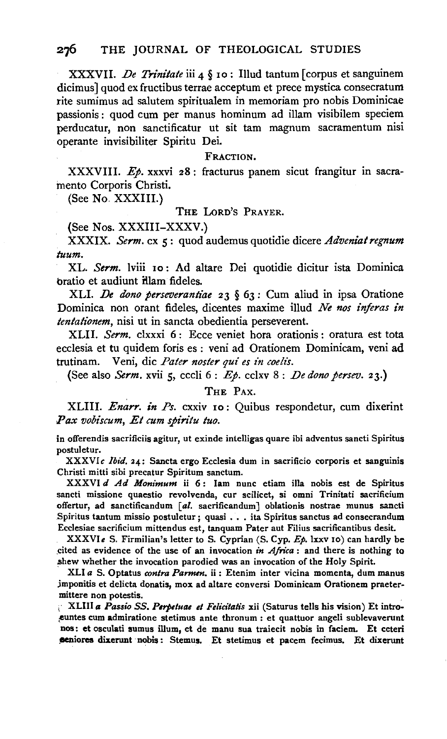XXXVII. *De Trinitate* iii 4 § 10 : Illud tantum [corpus et sanguinem dicimus] quod ex fructibus terrae acceptum et prece mystica consecratum rite sumimus ad salutem spiritualem in memoriam pro nobis Dominicae passionis : quod cum per manus hominum ad illam visibilem speciem perducatur, non sanctificatur ut sit tam magnum sacramentum nisi operante invisibiliter Spiritu Dei.

## FRACTION.

XXXVIII. *Ep.* xxxvi 28 : fracturus panem sicut frangitur in sacramento Corporis Christi.

(See No. XXXIII.)

## THE LORD'S PRAYER.

(See Nos. XXXIII–XXXV.)

XXXIX. *Serm.* cx 5 : quod audemus quotidie dicere *Adveniat regnum tuum*.

XL. *Serm.* lviii 10 : Ad altare Dei quotidie dicitur ista Dominica oratio et audiunt illam fideles.

XLI. *De dono perseverantiae* 23 § 63 : Cum aliud in ipsa Oratione Dominica non orant fideles, dicentes maxime illud *Ne nos inferas in tentationem*, nisi ut in sancta obedientia perseverent.

XLII. *Serm.* clxxxi 6 : Ecce veniet hora orationis : oratura est tota ecclesia et tu quidem foris es : veni ad Orationem Dominicam, veni ad trutinam. Veni, dic *Pater noster qui es in coelis*.

(See also *Serm.* xvii 5, cccli 6 : *Ep.* cclxv 8 : *De dono persev.* 23.)

## THE PAX.

XLIII. *Enarr. in Ps.* cxxiv 10 : Quibus respondetur, cum dixerint *Pax vobiscum*, *Et cum spiritu tuo.*

---

in offerendis sacrificiis agitur, ut exinde intelligas quare ibi adventus sancti Spiritus postuletur.

XXXVI*c* *Ibid.* 24 : Sancta ergo Ecclesia dum in sacrificio corporis et sanguinis Christi mitti sibi precatur Spiritum sanctum.

XXXVI*d* *Ad Monimum* ii 6 : Iam nunc etiam illa nobis est de Spiritus sancti missione quaestio revolvenda, cur scilicet, si omni Trinitati sacrificium offertur, ad sanctificandum [*al.* sacrificandum] oblationis nostrae munus sancti Spiritus tantum missio postuletur ; quasi . . . ita Spiritus sanctus ad consecrandum Ecclesiae sacrificium mittendus est, tanquam Pater aut Filius sacrificantibus desit.

XXXVI*e* S. Firmilian's letter to S. Cyprian (S. Cyp. *Ep.* lxxv 10) can hardly be cited as evidence of the use of an invocation *in Africa* : and there is nothing to shew whether the invocation parodied was an invocation of the Holy Spirit.

XLI*a* S. Optatus *contra Parmen.* ii : Etenim inter vicina momenta, dum manus imponitis et delicta donatis, mox ad altare conversi Dominicam Orationem praetermittere non potestis.

XLIII*a* *Passio SS. Perpetuae et Felicitatis* xii (Saturus tells his vision) Et introeuntes cum admiratione stetimus ante thronum : et quattuor angeli sublevaverunt nos : et osculati sumus illum, et de manu sua traiecit nobis in faciem. Et ceteri seniores dixerunt nobis : Stemus. Et stetimus et pacem fecimus. Et dixerunt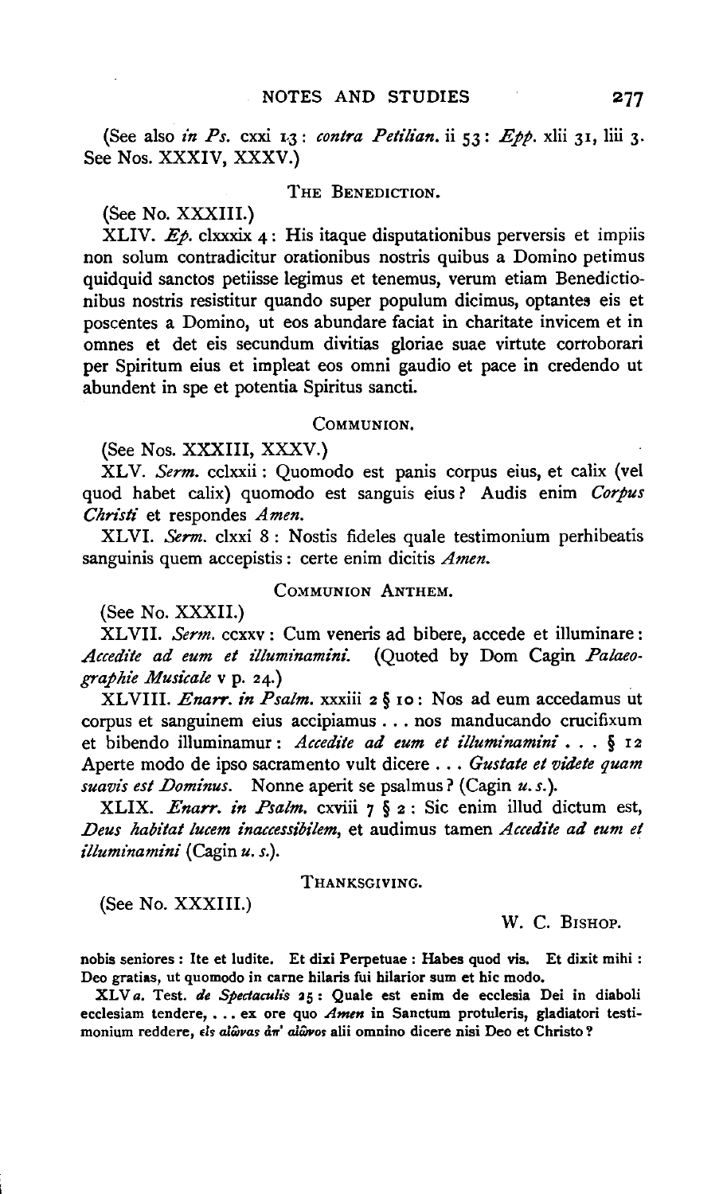(See also *in Ps.* cxxi 13: *contra Petilian.* ii 53: *Epp.* xlii 31, liii 3. See Nos. XXXIV, XXXV.)

### The Benediction.

(See No. XXXIII.)

XLIV. *Ep.* clxxix 4: His itaque disputationibus perversis et impiis non solum contradicitur orationibus nostris quibus a Domino petimus quidquid sanctos petiisse legimus et tenemus, verum etiam Benedictionibus nostris resistitur quando super populum dicimus, optantes eis et poscentes a Domino, ut eos abundare faciat in charitate invicem et in omnes et det eis secundum divitias gloriae suae virtute corroborari per Spiritum eius et impleat eos omni gaudio et pace in credendo ut abundent in spe et potentia Spiritus sancti.

### Communion.

(See Nos. XXXIII, XXXV.)

XLV. *Serm.* cclxxii: Quomodo est panis corpus eius, et calix (vel quod habet calix) quomodo est sanguis eius? Audis enim *Corpus Christi* et respondes *Amen.*

XLVI. *Serm.* clxxi 8: Nostis fideles quale testimonium perhibeatis sanguinis quem accepistis: certe enim dicitis *Amen.*

### Communion Anthem.

(See No. XXXII.)

XLVII. *Serm.* ccxxv: Cum veneris ad bibere, accede et illuminare: *Accedite ad eum et illuminamini.* (Quoted by Dom Cagin *Palaeographie Musicale* v p. 24.)

XLVIII. *Enarr. in Psalm.* xxxiii 2 § 10: Nos ad eum accedamus ut corpus et sanguinem eius accipiamus . . . nos manducando crucifixum et bibendo illuminamur: *Accedite ad eum et illuminamini* . . . § 12 Aperte modo de ipso sacramento vult dicere . . . *Gustate et videte quam suavis est Dominus.* Nonne aperit se psalmus? (Cagin *u. s.*).

XLIX. *Enarr. in Psalm.* cxviii 7 § 2: Sic enim illud dictum est, *Deus habitat lucem inaccessibilem*, et audimus tamen *Accedite ad eum et illuminamini* (Cagin *u. s.*).

### Thanksgiving.

(See No. XXXIII.)

W. C. Bishop.

---

nobis seniores: Ite et ludite. Et dixi Perpetuae: Habes quod vis. Et dixit mihi: Deo gratias, ut quomodo in carne hilaris fui hilarior sum et hic modo.

XLV *a.* Test. *de Spectaculis* 25: Quale est enim de ecclesia Dei in diaboli ecclesiam tendere, . . . ex ore quo *Amen* in Sanctum protuleris, gladiatori testimonium reddere, εἰς αἰῶνας ἀπ' αἰῶνος alii omnino dicere nisi Deo et Christo?